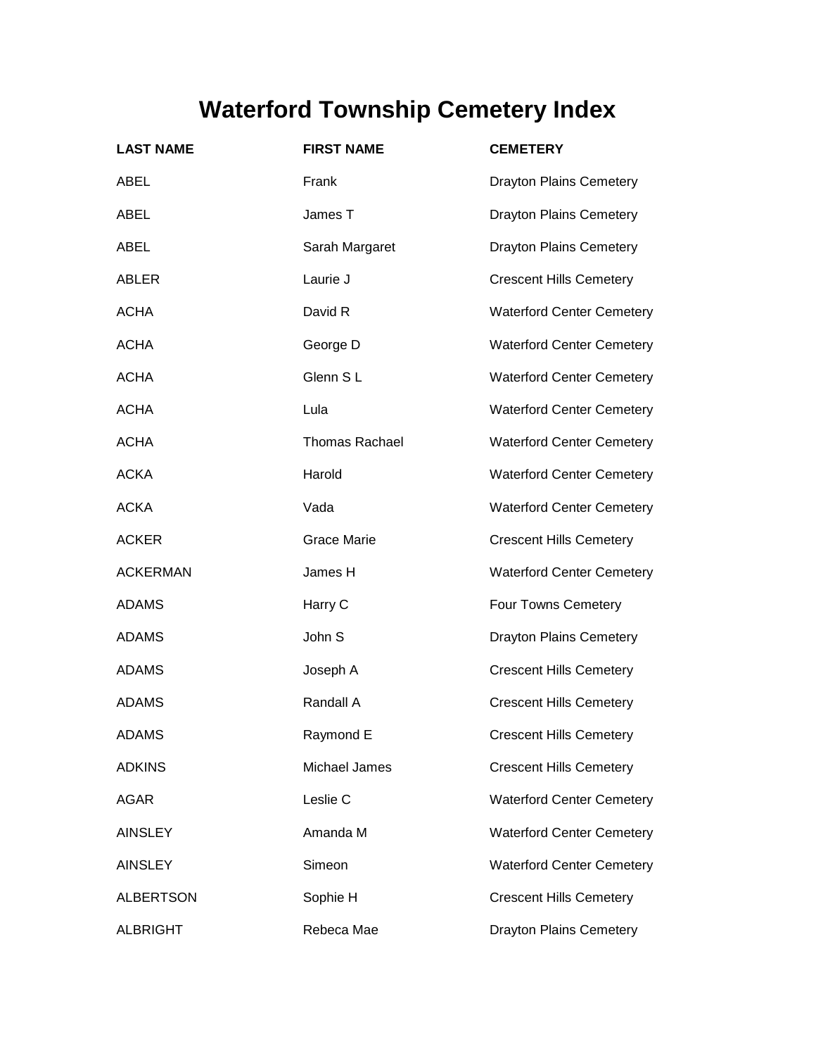# Waterford Township Cemetery Index

| LAST NAME | FIRST NAME | CEMETERY |
| --- | --- | --- |
| ABEL | Frank | Drayton Plains Cemetery |
| ABEL | James T | Drayton Plains Cemetery |
| ABEL | Sarah Margaret | Drayton Plains Cemetery |
| ABLER | Laurie J | Crescent Hills Cemetery |
| ACHA | David R | Waterford Center Cemetery |
| ACHA | George D | Waterford Center Cemetery |
| ACHA | Glenn S L | Waterford Center Cemetery |
| ACHA | Lula | Waterford Center Cemetery |
| ACHA | Thomas Rachael | Waterford Center Cemetery |
| ACKA | Harold | Waterford Center Cemetery |
| ACKA | Vada | Waterford Center Cemetery |
| ACKER | Grace Marie | Crescent Hills Cemetery |
| ACKERMAN | James H | Waterford Center Cemetery |
| ADAMS | Harry C | Four Towns Cemetery |
| ADAMS | John S | Drayton Plains Cemetery |
| ADAMS | Joseph A | Crescent Hills Cemetery |
| ADAMS | Randall A | Crescent Hills Cemetery |
| ADAMS | Raymond E | Crescent Hills Cemetery |
| ADKINS | Michael James | Crescent Hills Cemetery |
| AGAR | Leslie C | Waterford Center Cemetery |
| AINSLEY | Amanda M | Waterford Center Cemetery |
| AINSLEY | Simeon | Waterford Center Cemetery |
| ALBERTSON | Sophie H | Crescent Hills Cemetery |
| ALBRIGHT | Rebeca Mae | Drayton Plains Cemetery |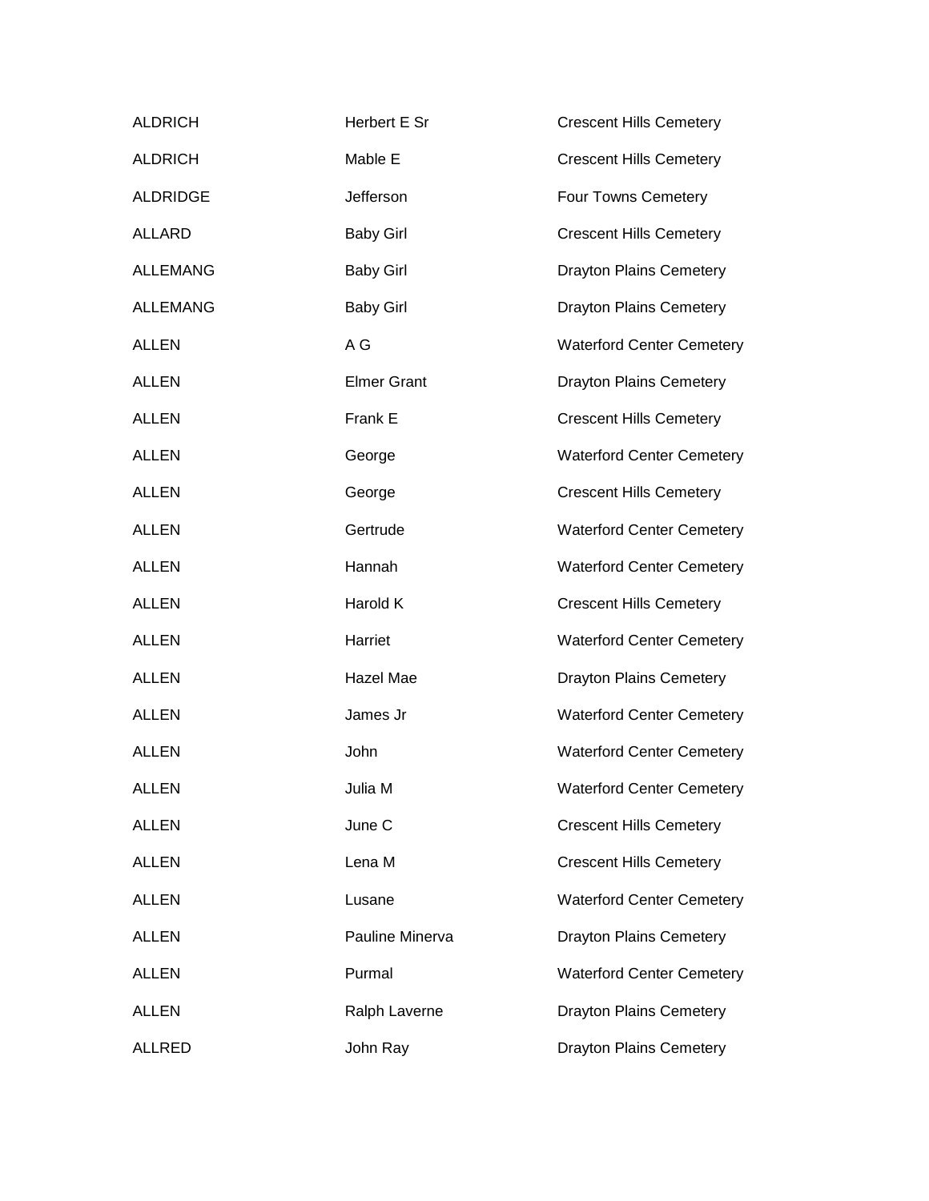| | | |
|---|---|---|
| ALDRICH | Herbert E Sr | Crescent Hills Cemetery |
| ALDRICH | Mable E | Crescent Hills Cemetery |
| ALDRIDGE | Jefferson | Four Towns Cemetery |
| ALLARD | Baby Girl | Crescent Hills Cemetery |
| ALLEMANG | Baby Girl | Drayton Plains Cemetery |
| ALLEMANG | Baby Girl | Drayton Plains Cemetery |
| ALLEN | A G | Waterford Center Cemetery |
| ALLEN | Elmer Grant | Drayton Plains Cemetery |
| ALLEN | Frank E | Crescent Hills Cemetery |
| ALLEN | George | Waterford Center Cemetery |
| ALLEN | George | Crescent Hills Cemetery |
| ALLEN | Gertrude | Waterford Center Cemetery |
| ALLEN | Hannah | Waterford Center Cemetery |
| ALLEN | Harold K | Crescent Hills Cemetery |
| ALLEN | Harriet | Waterford Center Cemetery |
| ALLEN | Hazel Mae | Drayton Plains Cemetery |
| ALLEN | James Jr | Waterford Center Cemetery |
| ALLEN | John | Waterford Center Cemetery |
| ALLEN | Julia M | Waterford Center Cemetery |
| ALLEN | June C | Crescent Hills Cemetery |
| ALLEN | Lena M | Crescent Hills Cemetery |
| ALLEN | Lusane | Waterford Center Cemetery |
| ALLEN | Pauline Minerva | Drayton Plains Cemetery |
| ALLEN | Purmal | Waterford Center Cemetery |
| ALLEN | Ralph Laverne | Drayton Plains Cemetery |
| ALLRED | John Ray | Drayton Plains Cemetery |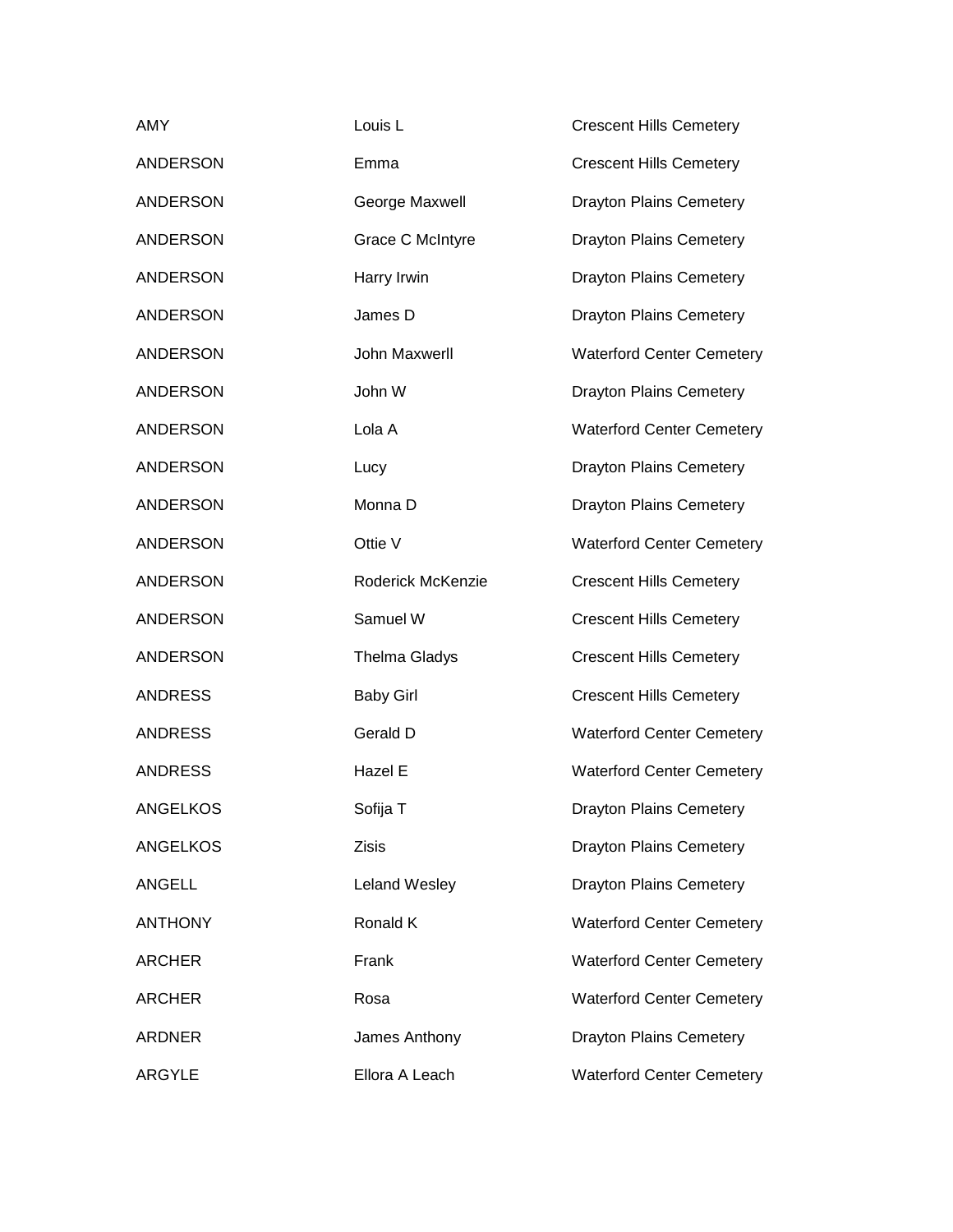| | | |
|---|---|---|
| AMY | Louis L | Crescent Hills Cemetery |
| ANDERSON | Emma | Crescent Hills Cemetery |
| ANDERSON | George Maxwell | Drayton Plains Cemetery |
| ANDERSON | Grace C McIntyre | Drayton Plains Cemetery |
| ANDERSON | Harry Irwin | Drayton Plains Cemetery |
| ANDERSON | James D | Drayton Plains Cemetery |
| ANDERSON | John Maxwerll | Waterford Center Cemetery |
| ANDERSON | John W | Drayton Plains Cemetery |
| ANDERSON | Lola A | Waterford Center Cemetery |
| ANDERSON | Lucy | Drayton Plains Cemetery |
| ANDERSON | Monna D | Drayton Plains Cemetery |
| ANDERSON | Ottie V | Waterford Center Cemetery |
| ANDERSON | Roderick McKenzie | Crescent Hills Cemetery |
| ANDERSON | Samuel W | Crescent Hills Cemetery |
| ANDERSON | Thelma Gladys | Crescent Hills Cemetery |
| ANDRESS | Baby Girl | Crescent Hills Cemetery |
| ANDRESS | Gerald D | Waterford Center Cemetery |
| ANDRESS | Hazel E | Waterford Center Cemetery |
| ANGELKOS | Sofija T | Drayton Plains Cemetery |
| ANGELKOS | Zisis | Drayton Plains Cemetery |
| ANGELL | Leland Wesley | Drayton Plains Cemetery |
| ANTHONY | Ronald K | Waterford Center Cemetery |
| ARCHER | Frank | Waterford Center Cemetery |
| ARCHER | Rosa | Waterford Center Cemetery |
| ARDNER | James Anthony | Drayton Plains Cemetery |
| ARGYLE | Ellora A Leach | Waterford Center Cemetery |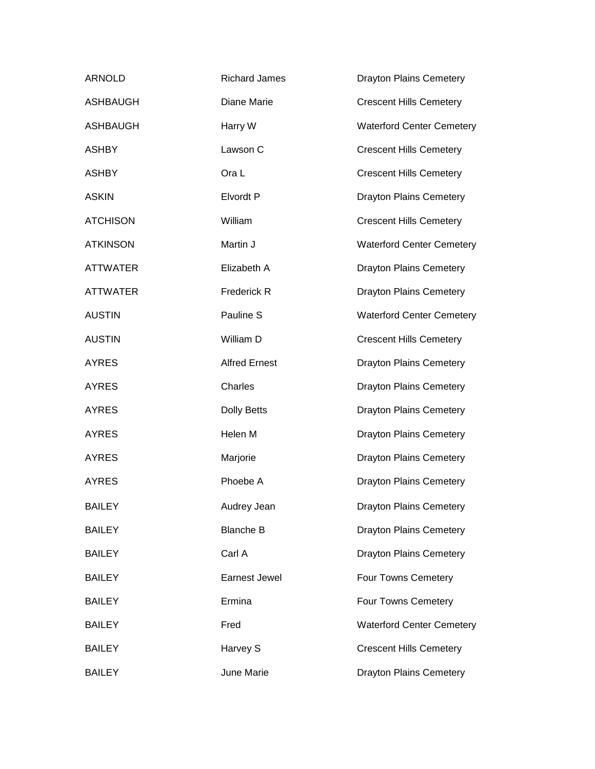| | | |
|---|---|---|
| ARNOLD | Richard James | Drayton Plains Cemetery |
| ASHBAUGH | Diane Marie | Crescent Hills Cemetery |
| ASHBAUGH | Harry W | Waterford Center Cemetery |
| ASHBY | Lawson C | Crescent Hills Cemetery |
| ASHBY | Ora L | Crescent Hills Cemetery |
| ASKIN | Elvordt P | Drayton Plains Cemetery |
| ATCHISON | William | Crescent Hills Cemetery |
| ATKINSON | Martin J | Waterford Center Cemetery |
| ATTWATER | Elizabeth A | Drayton Plains Cemetery |
| ATTWATER | Frederick R | Drayton Plains Cemetery |
| AUSTIN | Pauline S | Waterford Center Cemetery |
| AUSTIN | William D | Crescent Hills Cemetery |
| AYRES | Alfred Ernest | Drayton Plains Cemetery |
| AYRES | Charles | Drayton Plains Cemetery |
| AYRES | Dolly Betts | Drayton Plains Cemetery |
| AYRES | Helen M | Drayton Plains Cemetery |
| AYRES | Marjorie | Drayton Plains Cemetery |
| AYRES | Phoebe A | Drayton Plains Cemetery |
| BAILEY | Audrey Jean | Drayton Plains Cemetery |
| BAILEY | Blanche B | Drayton Plains Cemetery |
| BAILEY | Carl A | Drayton Plains Cemetery |
| BAILEY | Earnest Jewel | Four Towns Cemetery |
| BAILEY | Ermina | Four Towns Cemetery |
| BAILEY | Fred | Waterford Center Cemetery |
| BAILEY | Harvey S | Crescent Hills Cemetery |
| BAILEY | June Marie | Drayton Plains Cemetery |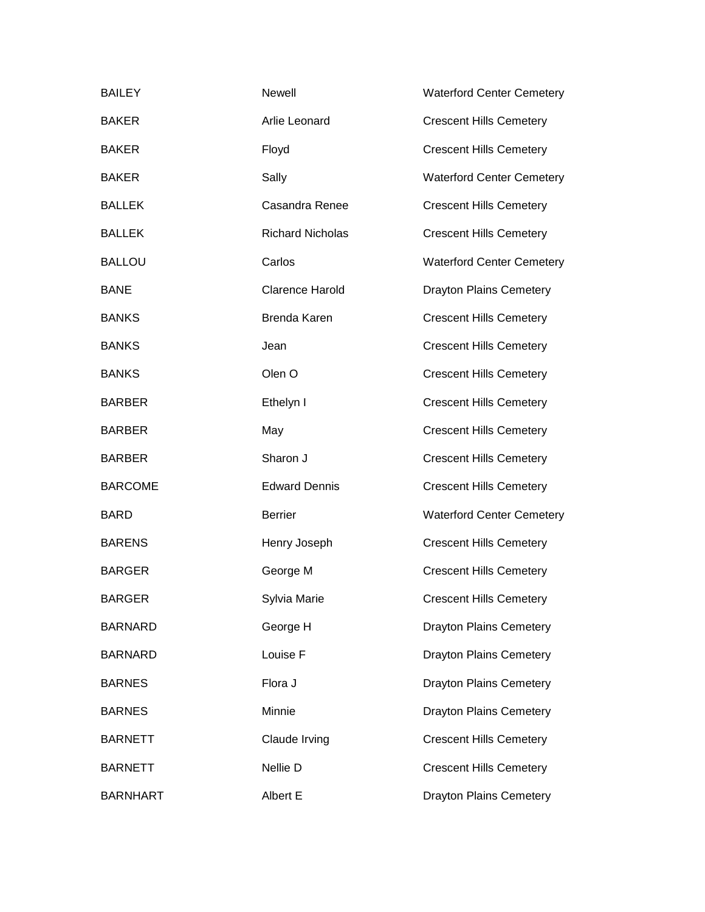| | | |
|---|---|---|
| BAILEY | Newell | Waterford Center Cemetery |
| BAKER | Arlie Leonard | Crescent Hills Cemetery |
| BAKER | Floyd | Crescent Hills Cemetery |
| BAKER | Sally | Waterford Center Cemetery |
| BALLEK | Casandra Renee | Crescent Hills Cemetery |
| BALLEK | Richard Nicholas | Crescent Hills Cemetery |
| BALLOU | Carlos | Waterford Center Cemetery |
| BANE | Clarence Harold | Drayton Plains Cemetery |
| BANKS | Brenda Karen | Crescent Hills Cemetery |
| BANKS | Jean | Crescent Hills Cemetery |
| BANKS | Olen O | Crescent Hills Cemetery |
| BARBER | Ethelyn I | Crescent Hills Cemetery |
| BARBER | May | Crescent Hills Cemetery |
| BARBER | Sharon J | Crescent Hills Cemetery |
| BARCOME | Edward Dennis | Crescent Hills Cemetery |
| BARD | Berrier | Waterford Center Cemetery |
| BARENS | Henry Joseph | Crescent Hills Cemetery |
| BARGER | George M | Crescent Hills Cemetery |
| BARGER | Sylvia Marie | Crescent Hills Cemetery |
| BARNARD | George H | Drayton Plains Cemetery |
| BARNARD | Louise F | Drayton Plains Cemetery |
| BARNES | Flora J | Drayton Plains Cemetery |
| BARNES | Minnie | Drayton Plains Cemetery |
| BARNETT | Claude Irving | Crescent Hills Cemetery |
| BARNETT | Nellie D | Crescent Hills Cemetery |
| BARNHART | Albert E | Drayton Plains Cemetery |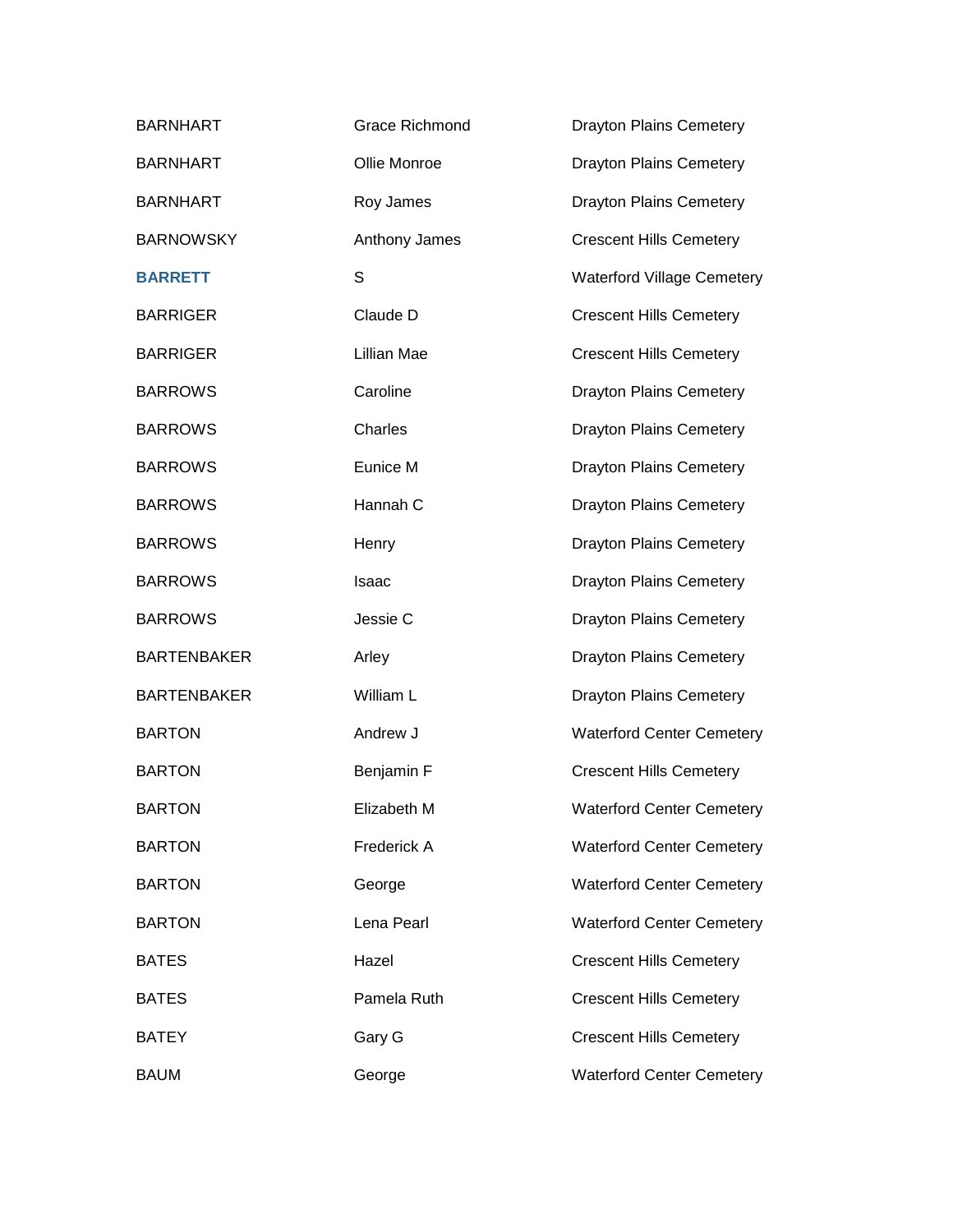| | | |
|---|---|---|
| BARNHART | Grace Richmond | Drayton Plains Cemetery |
| BARNHART | Ollie Monroe | Drayton Plains Cemetery |
| BARNHART | Roy James | Drayton Plains Cemetery |
| BARNOWSKY | Anthony James | Crescent Hills Cemetery |
| **BARRETT** | S | Waterford Village Cemetery |
| BARRIGER | Claude D | Crescent Hills Cemetery |
| BARRIGER | Lillian Mae | Crescent Hills Cemetery |
| BARROWS | Caroline | Drayton Plains Cemetery |
| BARROWS | Charles | Drayton Plains Cemetery |
| BARROWS | Eunice M | Drayton Plains Cemetery |
| BARROWS | Hannah C | Drayton Plains Cemetery |
| BARROWS | Henry | Drayton Plains Cemetery |
| BARROWS | Isaac | Drayton Plains Cemetery |
| BARROWS | Jessie C | Drayton Plains Cemetery |
| BARTENBAKER | Arley | Drayton Plains Cemetery |
| BARTENBAKER | William L | Drayton Plains Cemetery |
| BARTON | Andrew J | Waterford Center Cemetery |
| BARTON | Benjamin F | Crescent Hills Cemetery |
| BARTON | Elizabeth M | Waterford Center Cemetery |
| BARTON | Frederick A | Waterford Center Cemetery |
| BARTON | George | Waterford Center Cemetery |
| BARTON | Lena Pearl | Waterford Center Cemetery |
| BATES | Hazel | Crescent Hills Cemetery |
| BATES | Pamela Ruth | Crescent Hills Cemetery |
| BATEY | Gary G | Crescent Hills Cemetery |
| BAUM | George | Waterford Center Cemetery |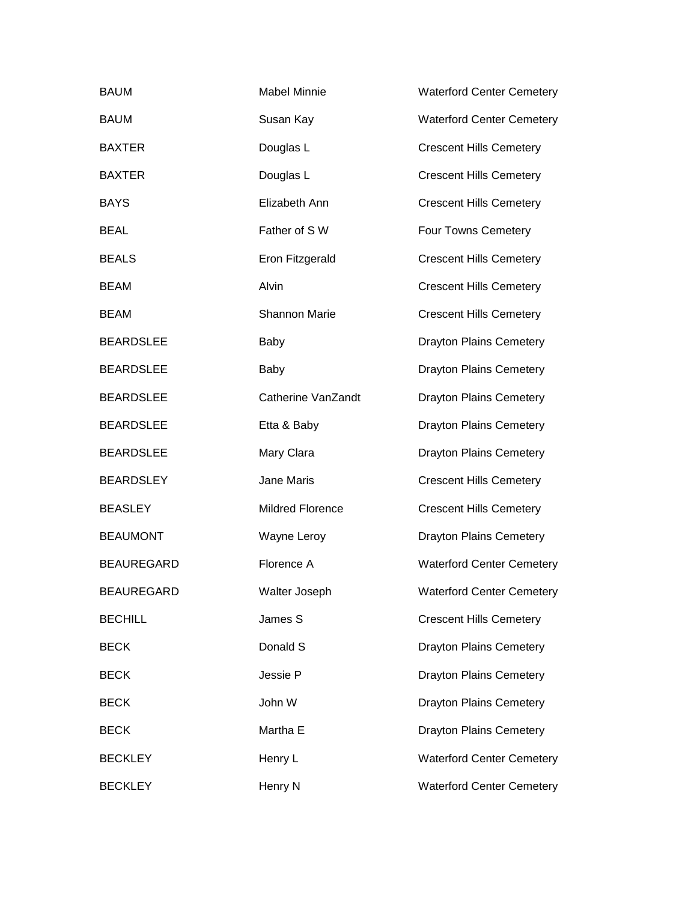| | | |
|---|---|---|
| BAUM | Mabel Minnie | Waterford Center Cemetery |
| BAUM | Susan Kay | Waterford Center Cemetery |
| BAXTER | Douglas L | Crescent Hills Cemetery |
| BAXTER | Douglas L | Crescent Hills Cemetery |
| BAYS | Elizabeth Ann | Crescent Hills Cemetery |
| BEAL | Father of S W | Four Towns Cemetery |
| BEALS | Eron Fitzgerald | Crescent Hills Cemetery |
| BEAM | Alvin | Crescent Hills Cemetery |
| BEAM | Shannon Marie | Crescent Hills Cemetery |
| BEARDSLEE | Baby | Drayton Plains Cemetery |
| BEARDSLEE | Baby | Drayton Plains Cemetery |
| BEARDSLEE | Catherine VanZandt | Drayton Plains Cemetery |
| BEARDSLEE | Etta & Baby | Drayton Plains Cemetery |
| BEARDSLEE | Mary Clara | Drayton Plains Cemetery |
| BEARDSLEY | Jane Maris | Crescent Hills Cemetery |
| BEASLEY | Mildred Florence | Crescent Hills Cemetery |
| BEAUMONT | Wayne Leroy | Drayton Plains Cemetery |
| BEAUREGARD | Florence A | Waterford Center Cemetery |
| BEAUREGARD | Walter Joseph | Waterford Center Cemetery |
| BECHILL | James S | Crescent Hills Cemetery |
| BECK | Donald S | Drayton Plains Cemetery |
| BECK | Jessie P | Drayton Plains Cemetery |
| BECK | John W | Drayton Plains Cemetery |
| BECK | Martha E | Drayton Plains Cemetery |
| BECKLEY | Henry L | Waterford Center Cemetery |
| BECKLEY | Henry N | Waterford Center Cemetery |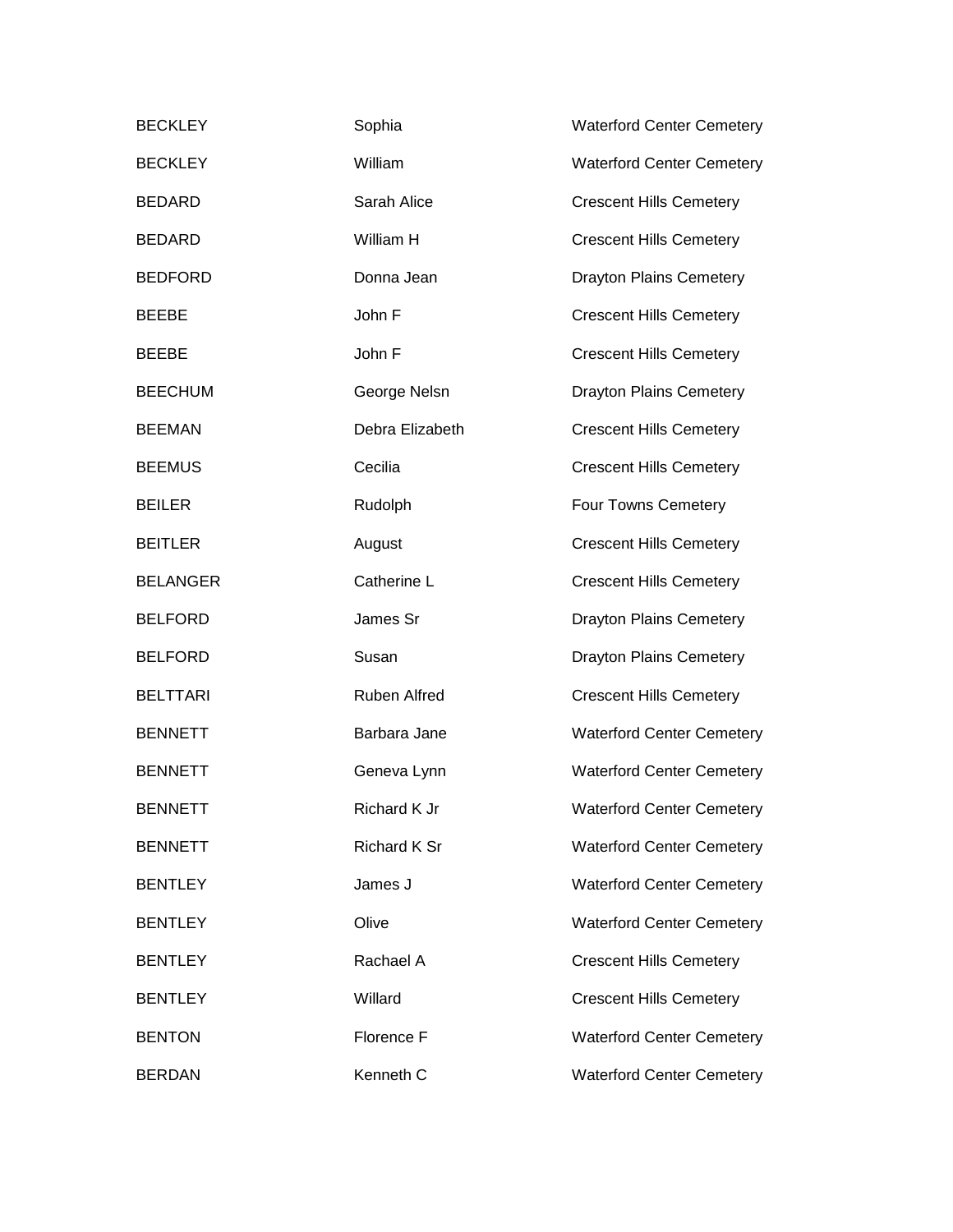| | | |
|---|---|---|
| BECKLEY | Sophia | Waterford Center Cemetery |
| BECKLEY | William | Waterford Center Cemetery |
| BEDARD | Sarah Alice | Crescent Hills Cemetery |
| BEDARD | William H | Crescent Hills Cemetery |
| BEDFORD | Donna Jean | Drayton Plains Cemetery |
| BEEBE | John F | Crescent Hills Cemetery |
| BEEBE | John F | Crescent Hills Cemetery |
| BEECHUM | George Nelsn | Drayton Plains Cemetery |
| BEEMAN | Debra Elizabeth | Crescent Hills Cemetery |
| BEEMUS | Cecilia | Crescent Hills Cemetery |
| BEILER | Rudolph | Four Towns Cemetery |
| BEITLER | August | Crescent Hills Cemetery |
| BELANGER | Catherine L | Crescent Hills Cemetery |
| BELFORD | James Sr | Drayton Plains Cemetery |
| BELFORD | Susan | Drayton Plains Cemetery |
| BELTTARI | Ruben Alfred | Crescent Hills Cemetery |
| BENNETT | Barbara Jane | Waterford Center Cemetery |
| BENNETT | Geneva Lynn | Waterford Center Cemetery |
| BENNETT | Richard K Jr | Waterford Center Cemetery |
| BENNETT | Richard K Sr | Waterford Center Cemetery |
| BENTLEY | James J | Waterford Center Cemetery |
| BENTLEY | Olive | Waterford Center Cemetery |
| BENTLEY | Rachael A | Crescent Hills Cemetery |
| BENTLEY | Willard | Crescent Hills Cemetery |
| BENTON | Florence F | Waterford Center Cemetery |
| BERDAN | Kenneth C | Waterford Center Cemetery |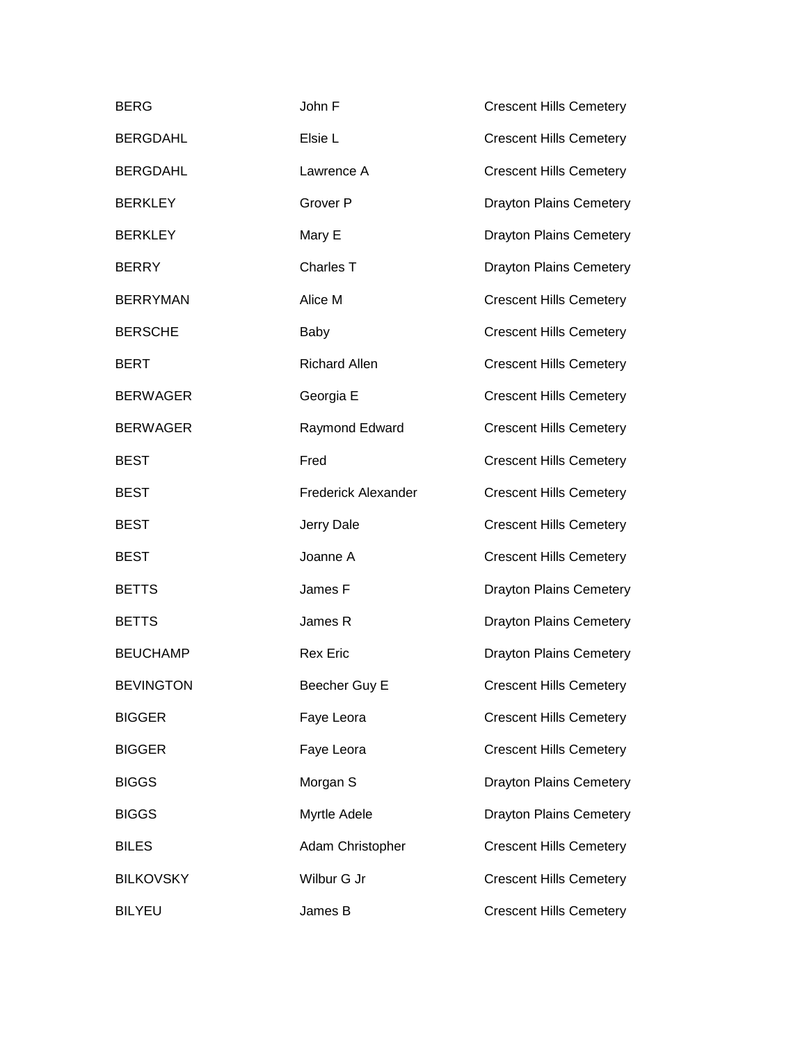| | | |
|---|---|---|
| BERG | John F | Crescent Hills Cemetery |
| BERGDAHL | Elsie L | Crescent Hills Cemetery |
| BERGDAHL | Lawrence A | Crescent Hills Cemetery |
| BERKLEY | Grover P | Drayton Plains Cemetery |
| BERKLEY | Mary E | Drayton Plains Cemetery |
| BERRY | Charles T | Drayton Plains Cemetery |
| BERRYMAN | Alice M | Crescent Hills Cemetery |
| BERSCHE | Baby | Crescent Hills Cemetery |
| BERT | Richard Allen | Crescent Hills Cemetery |
| BERWAGER | Georgia E | Crescent Hills Cemetery |
| BERWAGER | Raymond Edward | Crescent Hills Cemetery |
| BEST | Fred | Crescent Hills Cemetery |
| BEST | Frederick Alexander | Crescent Hills Cemetery |
| BEST | Jerry Dale | Crescent Hills Cemetery |
| BEST | Joanne A | Crescent Hills Cemetery |
| BETTS | James F | Drayton Plains Cemetery |
| BETTS | James R | Drayton Plains Cemetery |
| BEUCHAMP | Rex Eric | Drayton Plains Cemetery |
| BEVINGTON | Beecher Guy E | Crescent Hills Cemetery |
| BIGGER | Faye Leora | Crescent Hills Cemetery |
| BIGGER | Faye Leora | Crescent Hills Cemetery |
| BIGGS | Morgan S | Drayton Plains Cemetery |
| BIGGS | Myrtle Adele | Drayton Plains Cemetery |
| BILES | Adam Christopher | Crescent Hills Cemetery |
| BILKOVSKY | Wilbur G Jr | Crescent Hills Cemetery |
| BILYEU | James B | Crescent Hills Cemetery |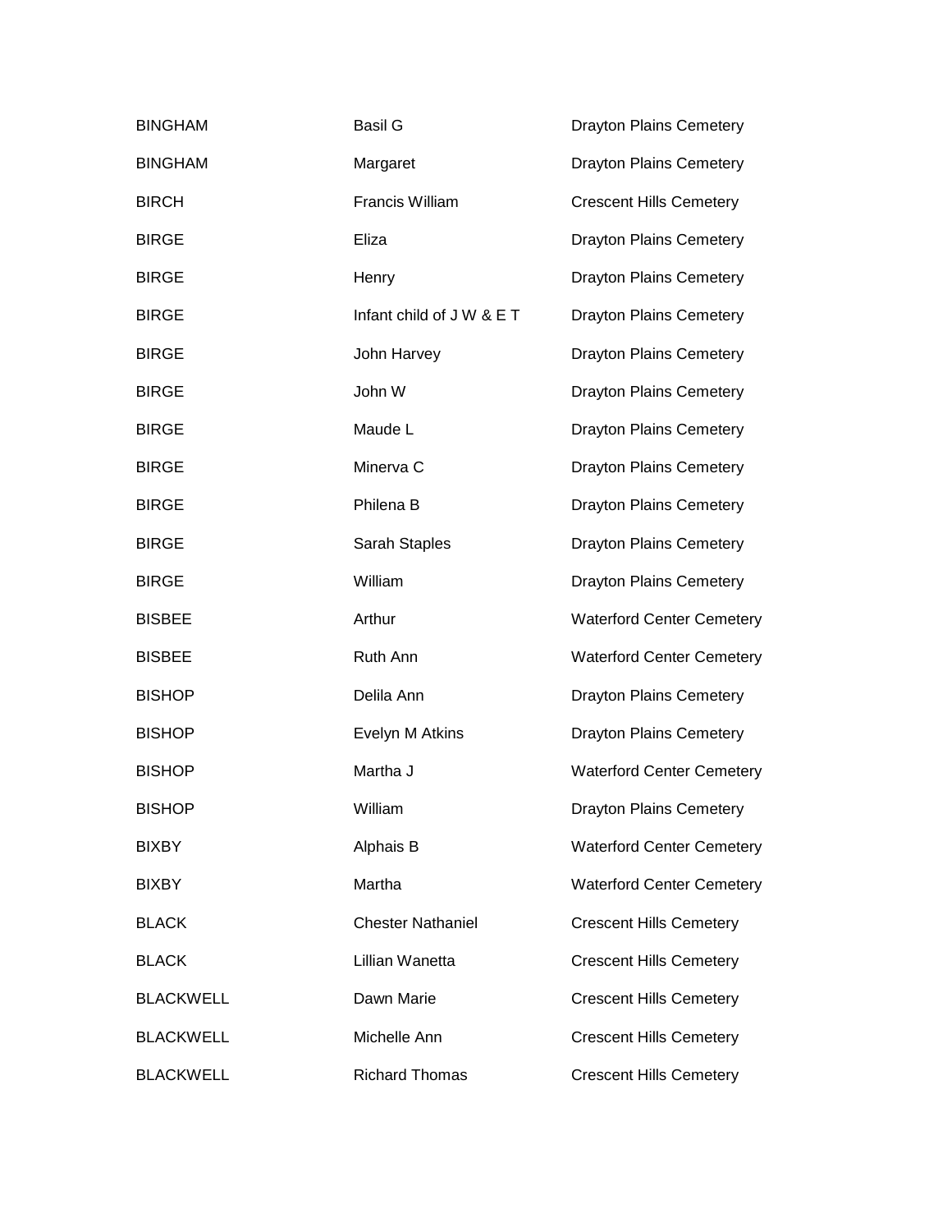| | | |
|---|---|---|
| BINGHAM | Basil G | Drayton Plains Cemetery |
| BINGHAM | Margaret | Drayton Plains Cemetery |
| BIRCH | Francis William | Crescent Hills Cemetery |
| BIRGE | Eliza | Drayton Plains Cemetery |
| BIRGE | Henry | Drayton Plains Cemetery |
| BIRGE | Infant child of J W & E T | Drayton Plains Cemetery |
| BIRGE | John Harvey | Drayton Plains Cemetery |
| BIRGE | John W | Drayton Plains Cemetery |
| BIRGE | Maude L | Drayton Plains Cemetery |
| BIRGE | Minerva C | Drayton Plains Cemetery |
| BIRGE | Philena B | Drayton Plains Cemetery |
| BIRGE | Sarah Staples | Drayton Plains Cemetery |
| BIRGE | William | Drayton Plains Cemetery |
| BISBEE | Arthur | Waterford Center Cemetery |
| BISBEE | Ruth Ann | Waterford Center Cemetery |
| BISHOP | Delila Ann | Drayton Plains Cemetery |
| BISHOP | Evelyn M Atkins | Drayton Plains Cemetery |
| BISHOP | Martha J | Waterford Center Cemetery |
| BISHOP | William | Drayton Plains Cemetery |
| BIXBY | Alphais B | Waterford Center Cemetery |
| BIXBY | Martha | Waterford Center Cemetery |
| BLACK | Chester Nathaniel | Crescent Hills Cemetery |
| BLACK | Lillian Wanetta | Crescent Hills Cemetery |
| BLACKWELL | Dawn Marie | Crescent Hills Cemetery |
| BLACKWELL | Michelle Ann | Crescent Hills Cemetery |
| BLACKWELL | Richard Thomas | Crescent Hills Cemetery |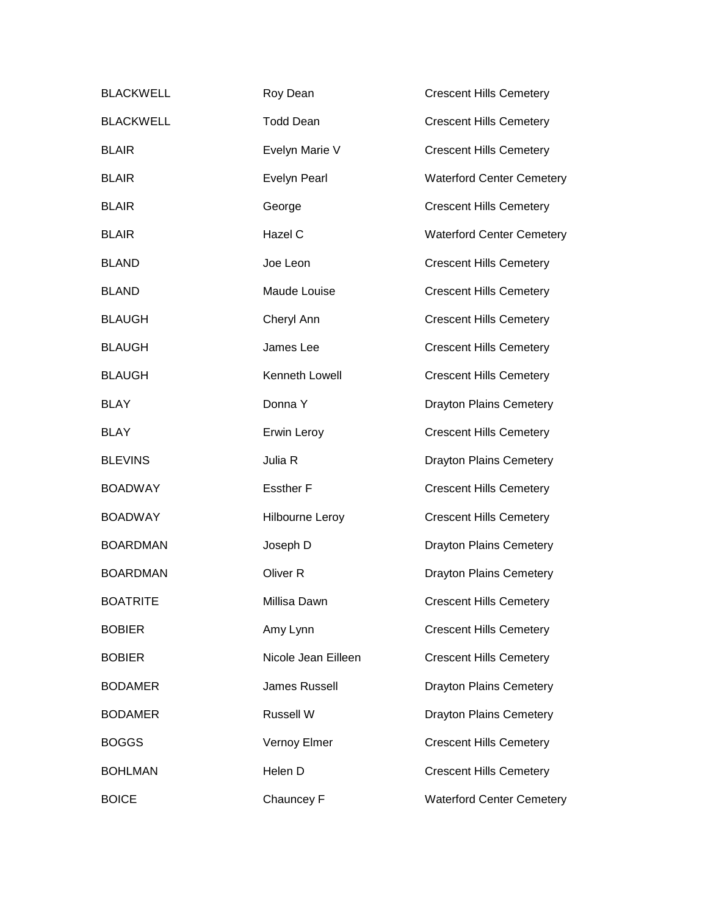| | | |
|---|---|---|
| BLACKWELL | Roy Dean | Crescent Hills Cemetery |
| BLACKWELL | Todd Dean | Crescent Hills Cemetery |
| BLAIR | Evelyn Marie V | Crescent Hills Cemetery |
| BLAIR | Evelyn Pearl | Waterford Center Cemetery |
| BLAIR | George | Crescent Hills Cemetery |
| BLAIR | Hazel C | Waterford Center Cemetery |
| BLAND | Joe Leon | Crescent Hills Cemetery |
| BLAND | Maude Louise | Crescent Hills Cemetery |
| BLAUGH | Cheryl Ann | Crescent Hills Cemetery |
| BLAUGH | James Lee | Crescent Hills Cemetery |
| BLAUGH | Kenneth Lowell | Crescent Hills Cemetery |
| BLAY | Donna Y | Drayton Plains Cemetery |
| BLAY | Erwin Leroy | Crescent Hills Cemetery |
| BLEVINS | Julia R | Drayton Plains Cemetery |
| BOADWAY | Essther F | Crescent Hills Cemetery |
| BOADWAY | Hilbourne Leroy | Crescent Hills Cemetery |
| BOARDMAN | Joseph D | Drayton Plains Cemetery |
| BOARDMAN | Oliver R | Drayton Plains Cemetery |
| BOATRITE | Millisa Dawn | Crescent Hills Cemetery |
| BOBIER | Amy Lynn | Crescent Hills Cemetery |
| BOBIER | Nicole Jean Eilleen | Crescent Hills Cemetery |
| BODAMER | James Russell | Drayton Plains Cemetery |
| BODAMER | Russell W | Drayton Plains Cemetery |
| BOGGS | Vernoy Elmer | Crescent Hills Cemetery |
| BOHLMAN | Helen D | Crescent Hills Cemetery |
| BOICE | Chauncey F | Waterford Center Cemetery |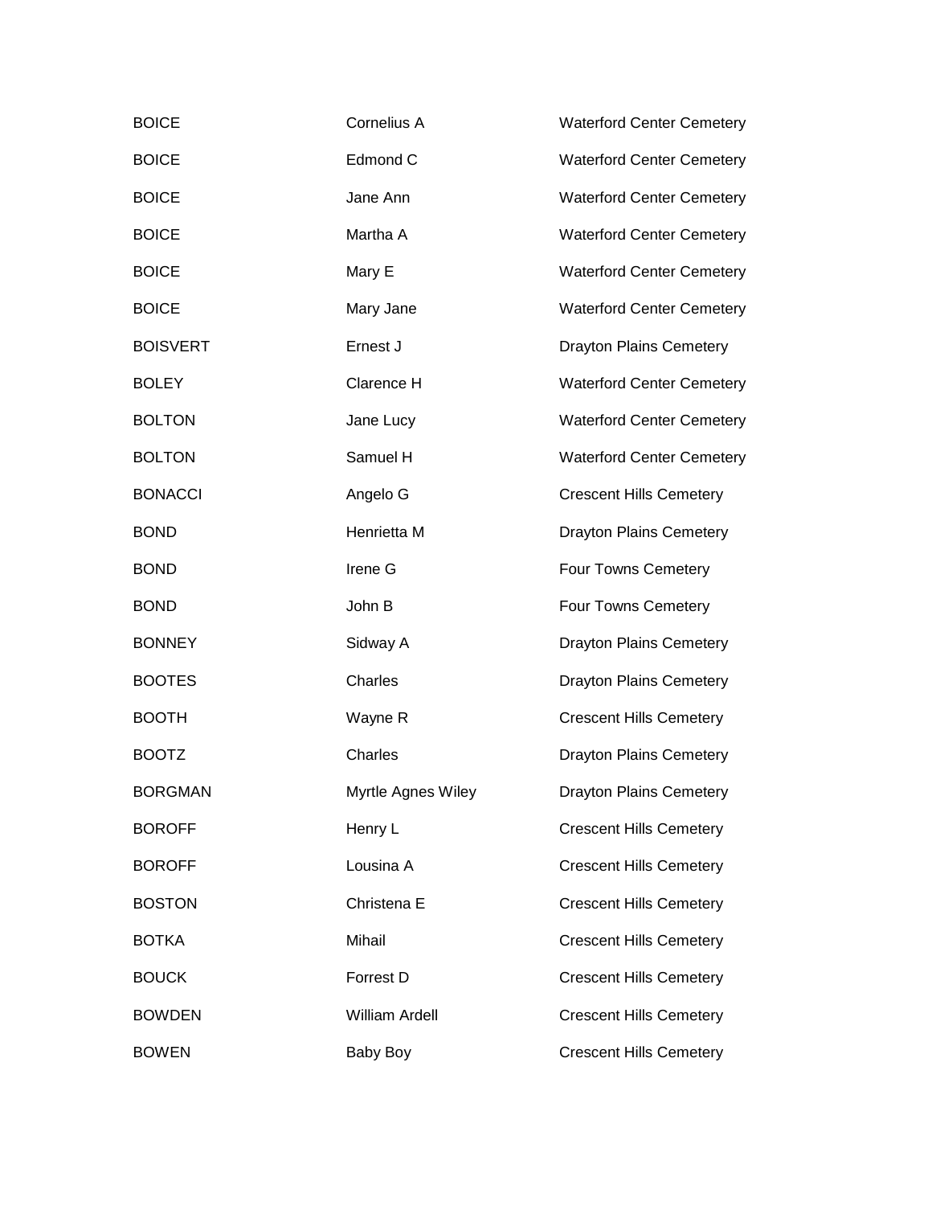| | | |
|---|---|---|
| BOICE | Cornelius A | Waterford Center Cemetery |
| BOICE | Edmond C | Waterford Center Cemetery |
| BOICE | Jane Ann | Waterford Center Cemetery |
| BOICE | Martha A | Waterford Center Cemetery |
| BOICE | Mary E | Waterford Center Cemetery |
| BOICE | Mary Jane | Waterford Center Cemetery |
| BOISVERT | Ernest J | Drayton Plains Cemetery |
| BOLEY | Clarence H | Waterford Center Cemetery |
| BOLTON | Jane Lucy | Waterford Center Cemetery |
| BOLTON | Samuel H | Waterford Center Cemetery |
| BONACCI | Angelo G | Crescent Hills Cemetery |
| BOND | Henrietta M | Drayton Plains Cemetery |
| BOND | Irene G | Four Towns Cemetery |
| BOND | John B | Four Towns Cemetery |
| BONNEY | Sidway A | Drayton Plains Cemetery |
| BOOTES | Charles | Drayton Plains Cemetery |
| BOOTH | Wayne R | Crescent Hills Cemetery |
| BOOTZ | Charles | Drayton Plains Cemetery |
| BORGMAN | Myrtle Agnes Wiley | Drayton Plains Cemetery |
| BOROFF | Henry L | Crescent Hills Cemetery |
| BOROFF | Lousina A | Crescent Hills Cemetery |
| BOSTON | Christena E | Crescent Hills Cemetery |
| BOTKA | Mihail | Crescent Hills Cemetery |
| BOUCK | Forrest D | Crescent Hills Cemetery |
| BOWDEN | William Ardell | Crescent Hills Cemetery |
| BOWEN | Baby Boy | Crescent Hills Cemetery |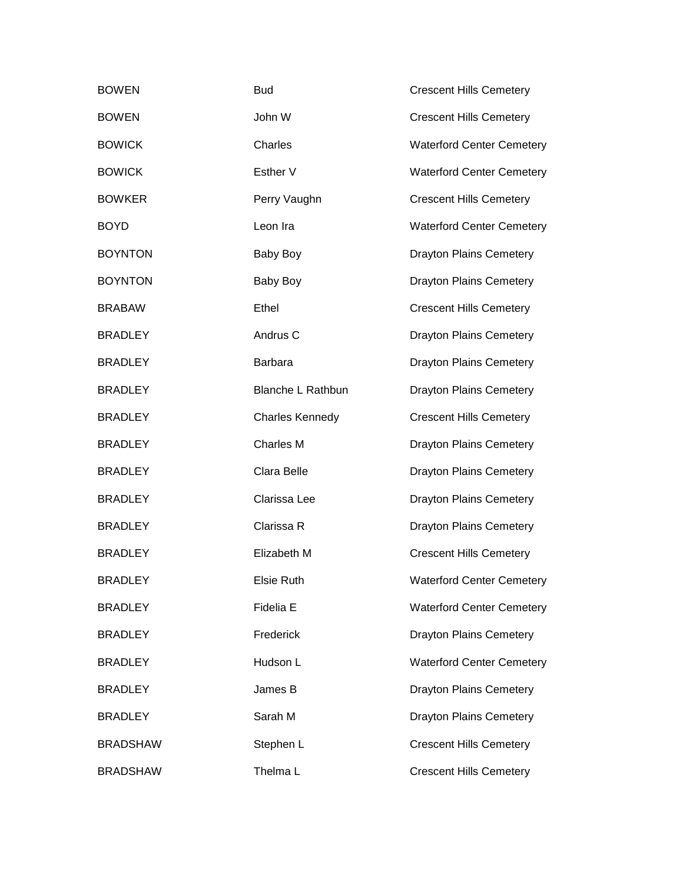| | | |
|---|---|---|
| BOWEN | Bud | Crescent Hills Cemetery |
| BOWEN | John W | Crescent Hills Cemetery |
| BOWICK | Charles | Waterford Center Cemetery |
| BOWICK | Esther V | Waterford Center Cemetery |
| BOWKER | Perry Vaughn | Crescent Hills Cemetery |
| BOYD | Leon Ira | Waterford Center Cemetery |
| BOYNTON | Baby Boy | Drayton Plains Cemetery |
| BOYNTON | Baby Boy | Drayton Plains Cemetery |
| BRABAW | Ethel | Crescent Hills Cemetery |
| BRADLEY | Andrus C | Drayton Plains Cemetery |
| BRADLEY | Barbara | Drayton Plains Cemetery |
| BRADLEY | Blanche L Rathbun | Drayton Plains Cemetery |
| BRADLEY | Charles Kennedy | Crescent Hills Cemetery |
| BRADLEY | Charles M | Drayton Plains Cemetery |
| BRADLEY | Clara Belle | Drayton Plains Cemetery |
| BRADLEY | Clarissa Lee | Drayton Plains Cemetery |
| BRADLEY | Clarissa R | Drayton Plains Cemetery |
| BRADLEY | Elizabeth M | Crescent Hills Cemetery |
| BRADLEY | Elsie Ruth | Waterford Center Cemetery |
| BRADLEY | Fidelia E | Waterford Center Cemetery |
| BRADLEY | Frederick | Drayton Plains Cemetery |
| BRADLEY | Hudson L | Waterford Center Cemetery |
| BRADLEY | James B | Drayton Plains Cemetery |
| BRADLEY | Sarah M | Drayton Plains Cemetery |
| BRADSHAW | Stephen L | Crescent Hills Cemetery |
| BRADSHAW | Thelma L | Crescent Hills Cemetery |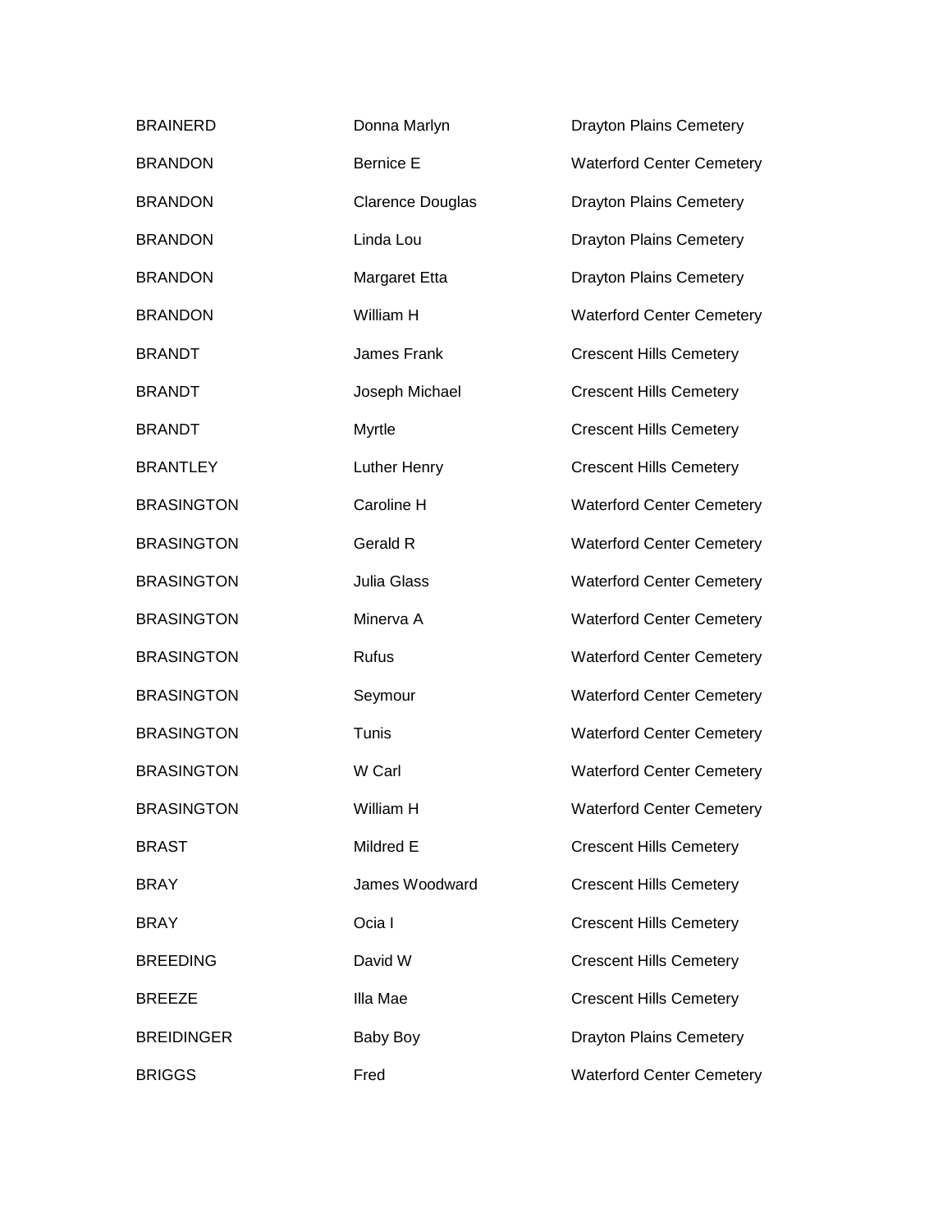| | | |
|---|---|---|
| BRAINERD | Donna Marlyn | Drayton Plains Cemetery |
| BRANDON | Bernice E | Waterford Center Cemetery |
| BRANDON | Clarence Douglas | Drayton Plains Cemetery |
| BRANDON | Linda Lou | Drayton Plains Cemetery |
| BRANDON | Margaret Etta | Drayton Plains Cemetery |
| BRANDON | William H | Waterford Center Cemetery |
| BRANDT | James Frank | Crescent Hills Cemetery |
| BRANDT | Joseph Michael | Crescent Hills Cemetery |
| BRANDT | Myrtle | Crescent Hills Cemetery |
| BRANTLEY | Luther Henry | Crescent Hills Cemetery |
| BRASINGTON | Caroline H | Waterford Center Cemetery |
| BRASINGTON | Gerald R | Waterford Center Cemetery |
| BRASINGTON | Julia Glass | Waterford Center Cemetery |
| BRASINGTON | Minerva A | Waterford Center Cemetery |
| BRASINGTON | Rufus | Waterford Center Cemetery |
| BRASINGTON | Seymour | Waterford Center Cemetery |
| BRASINGTON | Tunis | Waterford Center Cemetery |
| BRASINGTON | W Carl | Waterford Center Cemetery |
| BRASINGTON | William H | Waterford Center Cemetery |
| BRAST | Mildred E | Crescent Hills Cemetery |
| BRAY | James Woodward | Crescent Hills Cemetery |
| BRAY | Ocia I | Crescent Hills Cemetery |
| BREEDING | David W | Crescent Hills Cemetery |
| BREEZE | Illa Mae | Crescent Hills Cemetery |
| BREIDINGER | Baby Boy | Drayton Plains Cemetery |
| BRIGGS | Fred | Waterford Center Cemetery |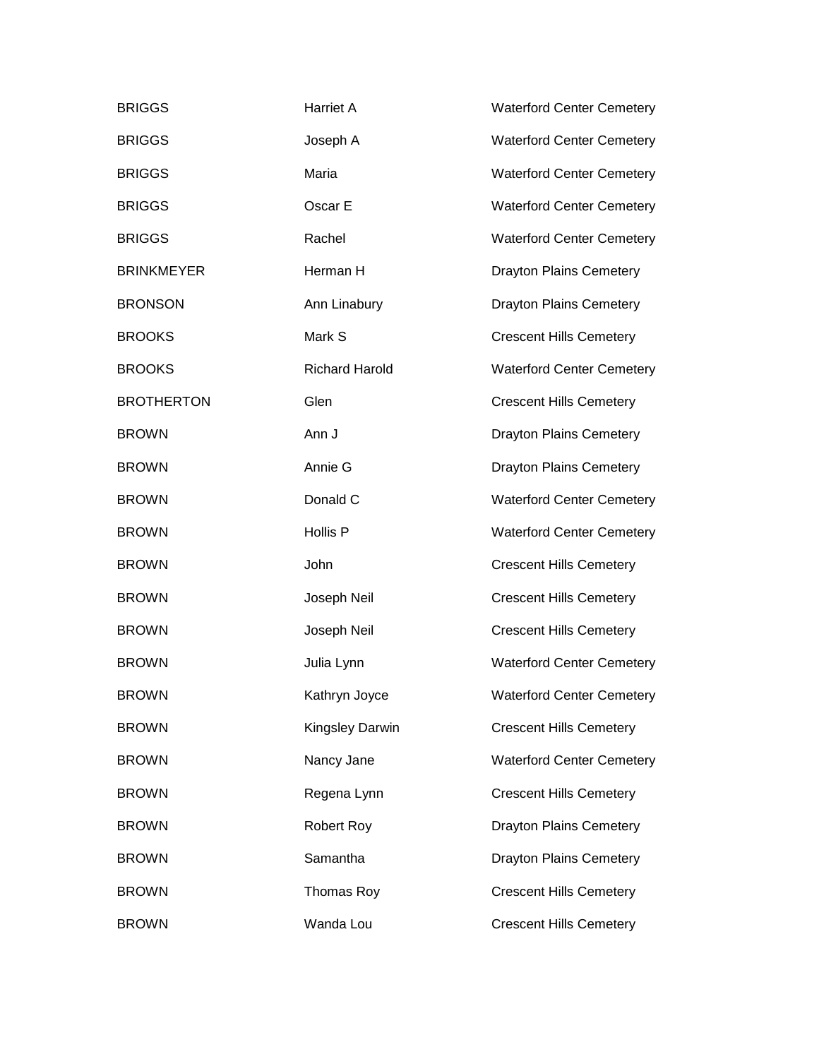| | | |
|---|---|---|
| BRIGGS | Harriet A | Waterford Center Cemetery |
| BRIGGS | Joseph A | Waterford Center Cemetery |
| BRIGGS | Maria | Waterford Center Cemetery |
| BRIGGS | Oscar E | Waterford Center Cemetery |
| BRIGGS | Rachel | Waterford Center Cemetery |
| BRINKMEYER | Herman H | Drayton Plains Cemetery |
| BRONSON | Ann Linabury | Drayton Plains Cemetery |
| BROOKS | Mark S | Crescent Hills Cemetery |
| BROOKS | Richard Harold | Waterford Center Cemetery |
| BROTHERTON | Glen | Crescent Hills Cemetery |
| BROWN | Ann J | Drayton Plains Cemetery |
| BROWN | Annie G | Drayton Plains Cemetery |
| BROWN | Donald C | Waterford Center Cemetery |
| BROWN | Hollis P | Waterford Center Cemetery |
| BROWN | John | Crescent Hills Cemetery |
| BROWN | Joseph Neil | Crescent Hills Cemetery |
| BROWN | Joseph Neil | Crescent Hills Cemetery |
| BROWN | Julia Lynn | Waterford Center Cemetery |
| BROWN | Kathryn Joyce | Waterford Center Cemetery |
| BROWN | Kingsley Darwin | Crescent Hills Cemetery |
| BROWN | Nancy Jane | Waterford Center Cemetery |
| BROWN | Regena Lynn | Crescent Hills Cemetery |
| BROWN | Robert Roy | Drayton Plains Cemetery |
| BROWN | Samantha | Drayton Plains Cemetery |
| BROWN | Thomas Roy | Crescent Hills Cemetery |
| BROWN | Wanda Lou | Crescent Hills Cemetery |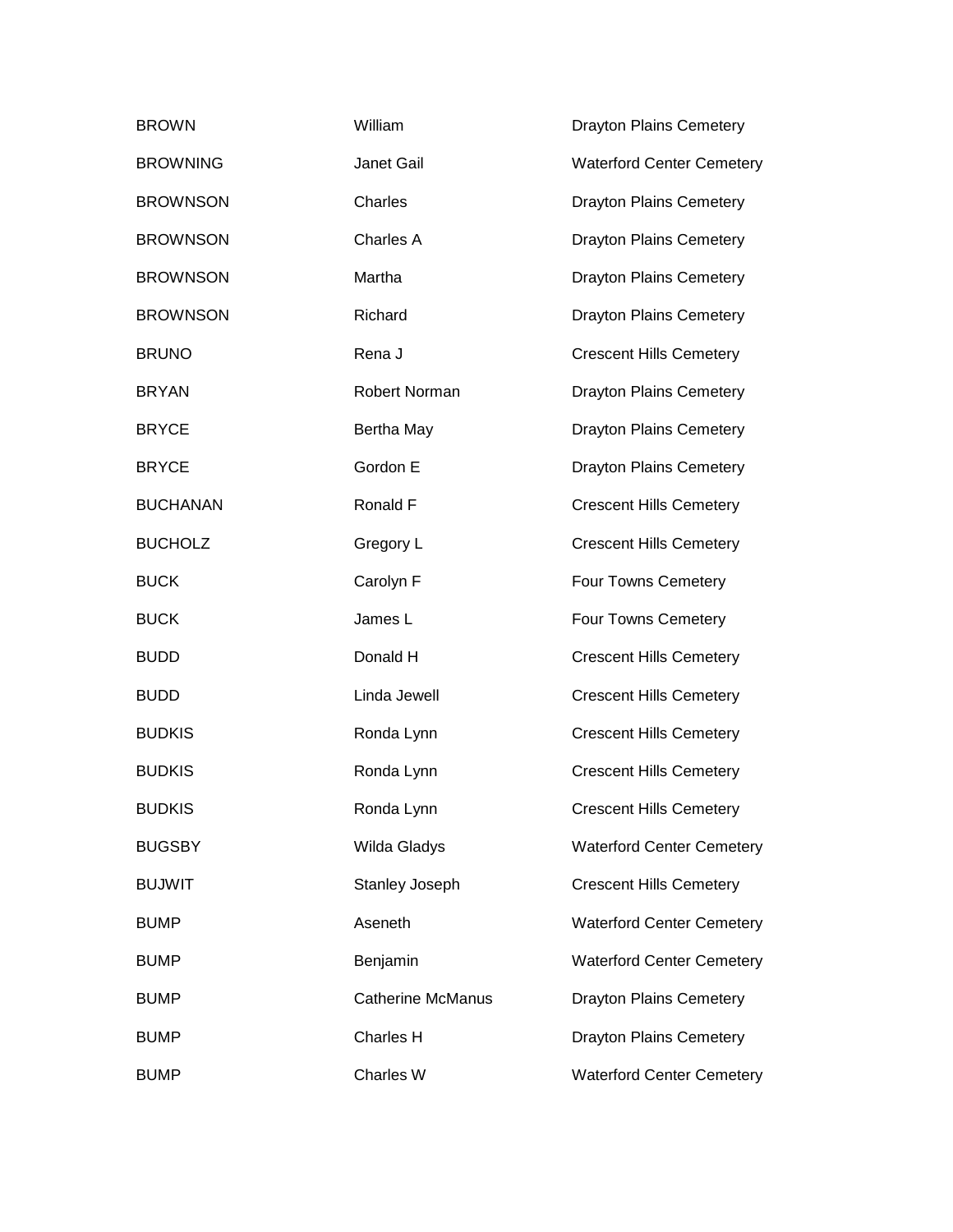| | | |
|---|---|---|
| BROWN | William | Drayton Plains Cemetery |
| BROWNING | Janet Gail | Waterford Center Cemetery |
| BROWNSON | Charles | Drayton Plains Cemetery |
| BROWNSON | Charles A | Drayton Plains Cemetery |
| BROWNSON | Martha | Drayton Plains Cemetery |
| BROWNSON | Richard | Drayton Plains Cemetery |
| BRUNO | Rena J | Crescent Hills Cemetery |
| BRYAN | Robert Norman | Drayton Plains Cemetery |
| BRYCE | Bertha May | Drayton Plains Cemetery |
| BRYCE | Gordon E | Drayton Plains Cemetery |
| BUCHANAN | Ronald F | Crescent Hills Cemetery |
| BUCHOLZ | Gregory L | Crescent Hills Cemetery |
| BUCK | Carolyn F | Four Towns Cemetery |
| BUCK | James L | Four Towns Cemetery |
| BUDD | Donald H | Crescent Hills Cemetery |
| BUDD | Linda Jewell | Crescent Hills Cemetery |
| BUDKIS | Ronda Lynn | Crescent Hills Cemetery |
| BUDKIS | Ronda Lynn | Crescent Hills Cemetery |
| BUDKIS | Ronda Lynn | Crescent Hills Cemetery |
| BUGSBY | Wilda Gladys | Waterford Center Cemetery |
| BUJWIT | Stanley Joseph | Crescent Hills Cemetery |
| BUMP | Aseneth | Waterford Center Cemetery |
| BUMP | Benjamin | Waterford Center Cemetery |
| BUMP | Catherine McManus | Drayton Plains Cemetery |
| BUMP | Charles H | Drayton Plains Cemetery |
| BUMP | Charles W | Waterford Center Cemetery |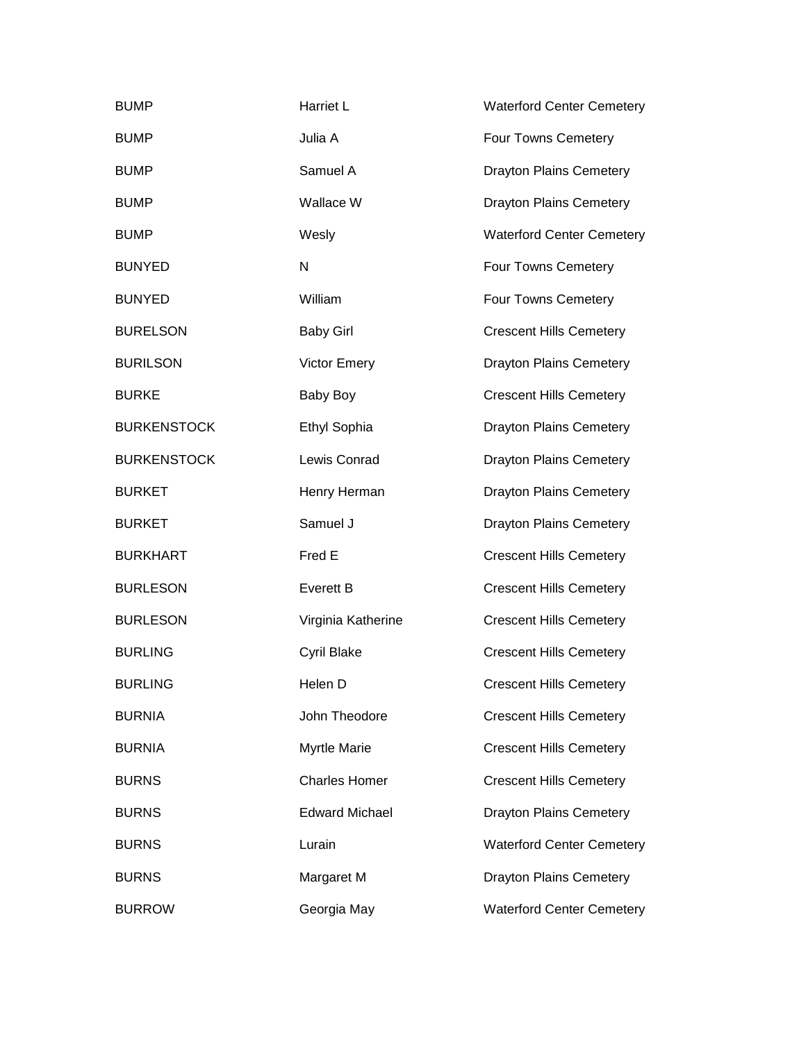| | | |
|---|---|---|
| BUMP | Harriet L | Waterford Center Cemetery |
| BUMP | Julia A | Four Towns Cemetery |
| BUMP | Samuel A | Drayton Plains Cemetery |
| BUMP | Wallace W | Drayton Plains Cemetery |
| BUMP | Wesly | Waterford Center Cemetery |
| BUNYED | N | Four Towns Cemetery |
| BUNYED | William | Four Towns Cemetery |
| BURELSON | Baby Girl | Crescent Hills Cemetery |
| BURILSON | Victor Emery | Drayton Plains Cemetery |
| BURKE | Baby Boy | Crescent Hills Cemetery |
| BURKENSTOCK | Ethyl Sophia | Drayton Plains Cemetery |
| BURKENSTOCK | Lewis Conrad | Drayton Plains Cemetery |
| BURKET | Henry Herman | Drayton Plains Cemetery |
| BURKET | Samuel J | Drayton Plains Cemetery |
| BURKHART | Fred E | Crescent Hills Cemetery |
| BURLESON | Everett B | Crescent Hills Cemetery |
| BURLESON | Virginia Katherine | Crescent Hills Cemetery |
| BURLING | Cyril Blake | Crescent Hills Cemetery |
| BURLING | Helen D | Crescent Hills Cemetery |
| BURNIA | John Theodore | Crescent Hills Cemetery |
| BURNIA | Myrtle Marie | Crescent Hills Cemetery |
| BURNS | Charles Homer | Crescent Hills Cemetery |
| BURNS | Edward Michael | Drayton Plains Cemetery |
| BURNS | Lurain | Waterford Center Cemetery |
| BURNS | Margaret M | Drayton Plains Cemetery |
| BURROW | Georgia May | Waterford Center Cemetery |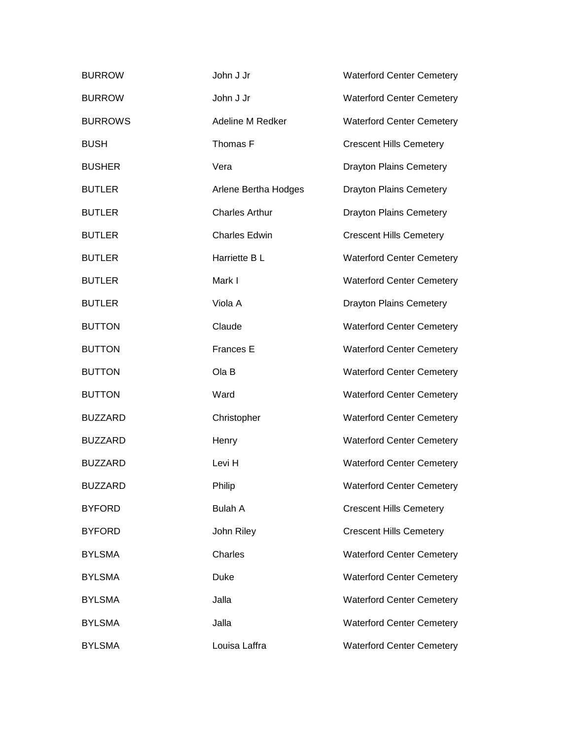| | | |
|---|---|---|
| BURROW | John J Jr | Waterford Center Cemetery |
| BURROW | John J Jr | Waterford Center Cemetery |
| BURROWS | Adeline M Redker | Waterford Center Cemetery |
| BUSH | Thomas F | Crescent Hills Cemetery |
| BUSHER | Vera | Drayton Plains Cemetery |
| BUTLER | Arlene Bertha Hodges | Drayton Plains Cemetery |
| BUTLER | Charles Arthur | Drayton Plains Cemetery |
| BUTLER | Charles Edwin | Crescent Hills Cemetery |
| BUTLER | Harriette B L | Waterford Center Cemetery |
| BUTLER | Mark I | Waterford Center Cemetery |
| BUTLER | Viola A | Drayton Plains Cemetery |
| BUTTON | Claude | Waterford Center Cemetery |
| BUTTON | Frances E | Waterford Center Cemetery |
| BUTTON | Ola B | Waterford Center Cemetery |
| BUTTON | Ward | Waterford Center Cemetery |
| BUZZARD | Christopher | Waterford Center Cemetery |
| BUZZARD | Henry | Waterford Center Cemetery |
| BUZZARD | Levi H | Waterford Center Cemetery |
| BUZZARD | Philip | Waterford Center Cemetery |
| BYFORD | Bulah A | Crescent Hills Cemetery |
| BYFORD | John Riley | Crescent Hills Cemetery |
| BYLSMA | Charles | Waterford Center Cemetery |
| BYLSMA | Duke | Waterford Center Cemetery |
| BYLSMA | Jalla | Waterford Center Cemetery |
| BYLSMA | Jalla | Waterford Center Cemetery |
| BYLSMA | Louisa Laffra | Waterford Center Cemetery |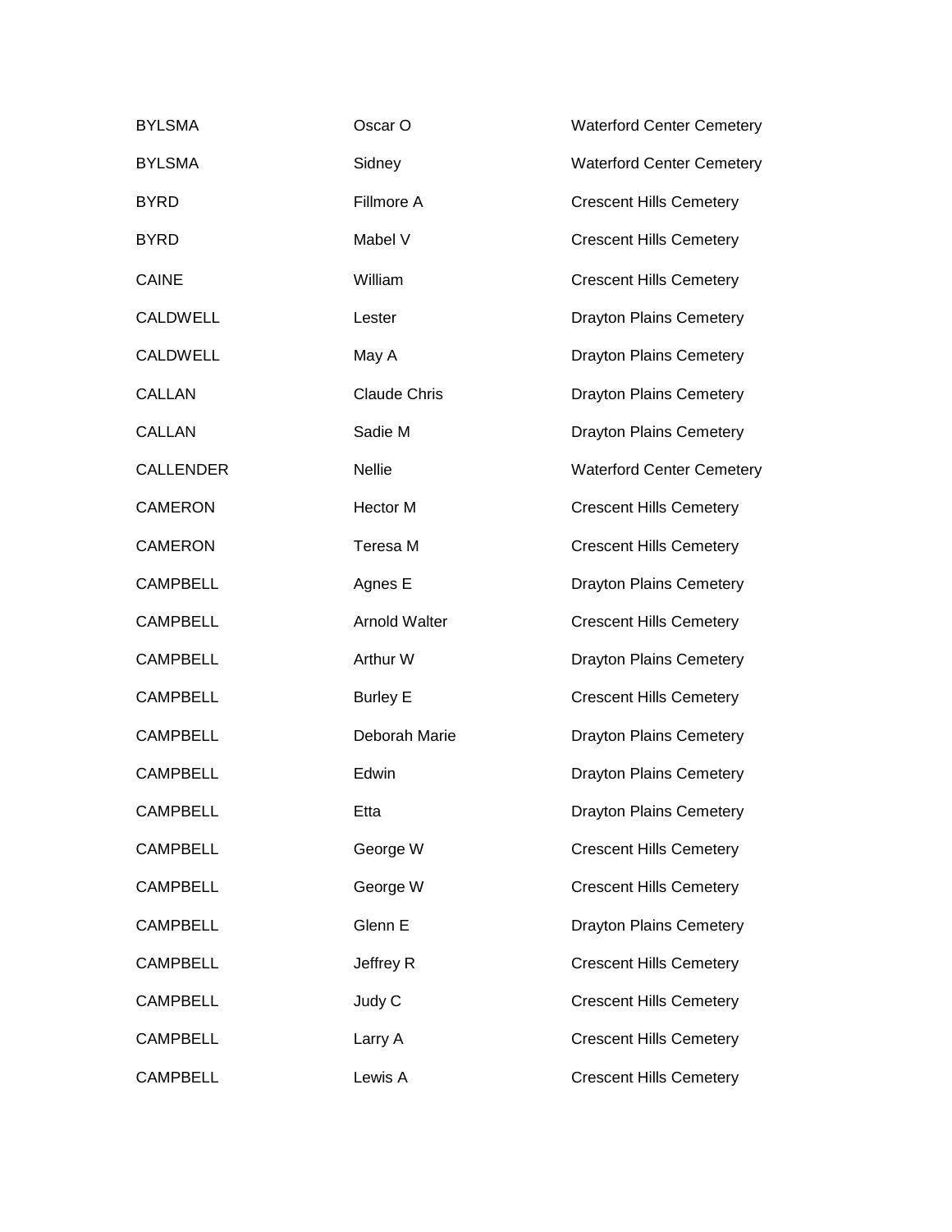| | | |
|---|---|---|
| BYLSMA | Oscar O | Waterford Center Cemetery |
| BYLSMA | Sidney | Waterford Center Cemetery |
| BYRD | Fillmore A | Crescent Hills Cemetery |
| BYRD | Mabel V | Crescent Hills Cemetery |
| CAINE | William | Crescent Hills Cemetery |
| CALDWELL | Lester | Drayton Plains Cemetery |
| CALDWELL | May A | Drayton Plains Cemetery |
| CALLAN | Claude Chris | Drayton Plains Cemetery |
| CALLAN | Sadie M | Drayton Plains Cemetery |
| CALLENDER | Nellie | Waterford Center Cemetery |
| CAMERON | Hector M | Crescent Hills Cemetery |
| CAMERON | Teresa M | Crescent Hills Cemetery |
| CAMPBELL | Agnes E | Drayton Plains Cemetery |
| CAMPBELL | Arnold Walter | Crescent Hills Cemetery |
| CAMPBELL | Arthur W | Drayton Plains Cemetery |
| CAMPBELL | Burley E | Crescent Hills Cemetery |
| CAMPBELL | Deborah Marie | Drayton Plains Cemetery |
| CAMPBELL | Edwin | Drayton Plains Cemetery |
| CAMPBELL | Etta | Drayton Plains Cemetery |
| CAMPBELL | George W | Crescent Hills Cemetery |
| CAMPBELL | George W | Crescent Hills Cemetery |
| CAMPBELL | Glenn E | Drayton Plains Cemetery |
| CAMPBELL | Jeffrey R | Crescent Hills Cemetery |
| CAMPBELL | Judy C | Crescent Hills Cemetery |
| CAMPBELL | Larry A | Crescent Hills Cemetery |
| CAMPBELL | Lewis A | Crescent Hills Cemetery |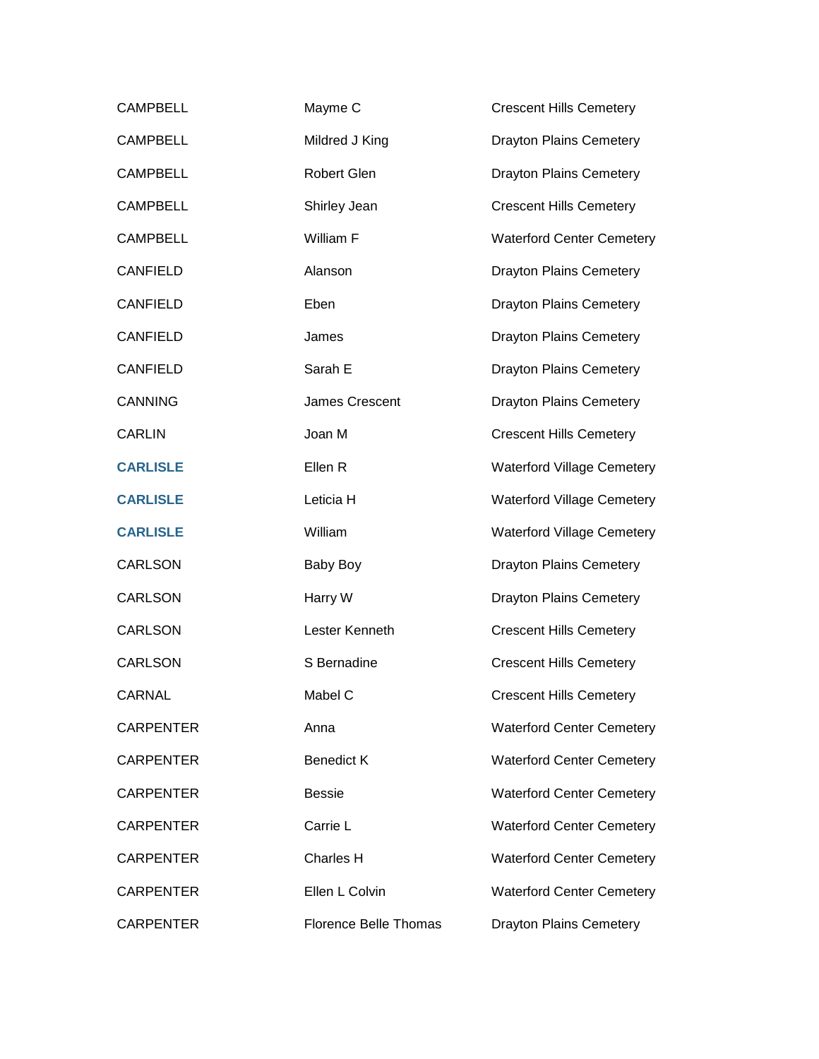| | | |
|---|---|---|
| CAMPBELL | Mayme C | Crescent Hills Cemetery |
| CAMPBELL | Mildred J King | Drayton Plains Cemetery |
| CAMPBELL | Robert Glen | Drayton Plains Cemetery |
| CAMPBELL | Shirley Jean | Crescent Hills Cemetery |
| CAMPBELL | William F | Waterford Center Cemetery |
| CANFIELD | Alanson | Drayton Plains Cemetery |
| CANFIELD | Eben | Drayton Plains Cemetery |
| CANFIELD | James | Drayton Plains Cemetery |
| CANFIELD | Sarah E | Drayton Plains Cemetery |
| CANNING | James Crescent | Drayton Plains Cemetery |
| CARLIN | Joan M | Crescent Hills Cemetery |
| **CARLISLE** | Ellen R | Waterford Village Cemetery |
| **CARLISLE** | Leticia H | Waterford Village Cemetery |
| **CARLISLE** | William | Waterford Village Cemetery |
| CARLSON | Baby Boy | Drayton Plains Cemetery |
| CARLSON | Harry W | Drayton Plains Cemetery |
| CARLSON | Lester Kenneth | Crescent Hills Cemetery |
| CARLSON | S Bernadine | Crescent Hills Cemetery |
| CARNAL | Mabel C | Crescent Hills Cemetery |
| CARPENTER | Anna | Waterford Center Cemetery |
| CARPENTER | Benedict K | Waterford Center Cemetery |
| CARPENTER | Bessie | Waterford Center Cemetery |
| CARPENTER | Carrie L | Waterford Center Cemetery |
| CARPENTER | Charles H | Waterford Center Cemetery |
| CARPENTER | Ellen L Colvin | Waterford Center Cemetery |
| CARPENTER | Florence Belle Thomas | Drayton Plains Cemetery |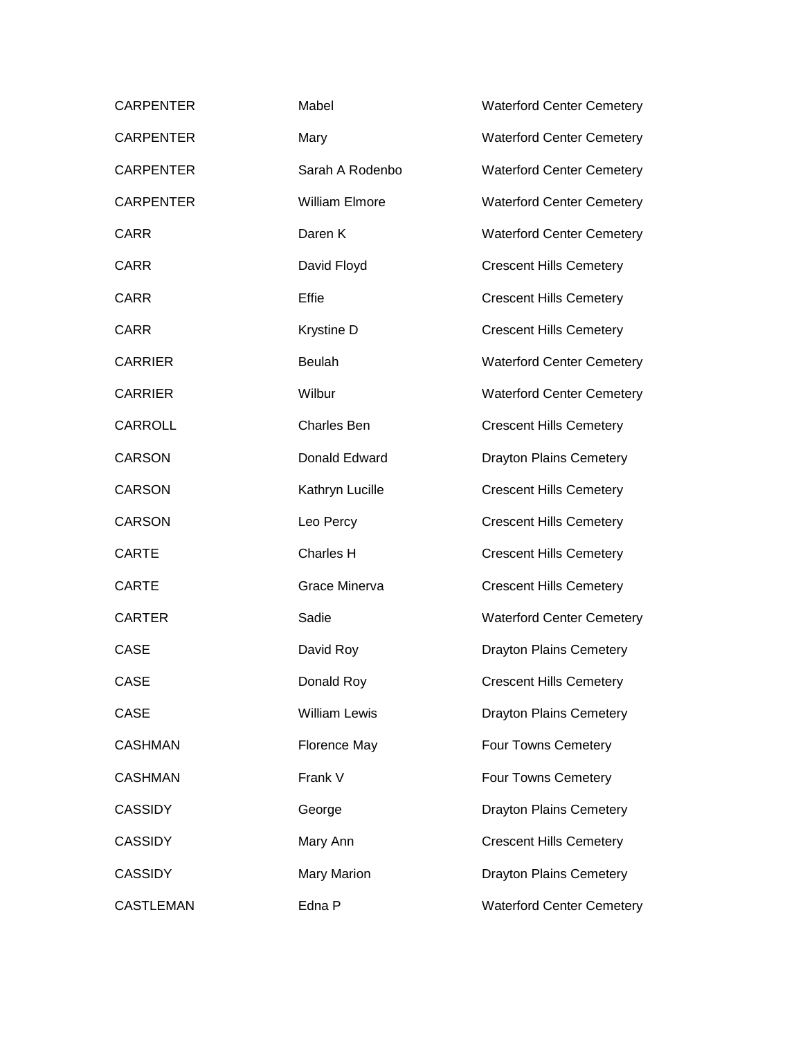| | | |
|---|---|---|
| CARPENTER | Mabel | Waterford Center Cemetery |
| CARPENTER | Mary | Waterford Center Cemetery |
| CARPENTER | Sarah A Rodenbo | Waterford Center Cemetery |
| CARPENTER | William Elmore | Waterford Center Cemetery |
| CARR | Daren K | Waterford Center Cemetery |
| CARR | David Floyd | Crescent Hills Cemetery |
| CARR | Effie | Crescent Hills Cemetery |
| CARR | Krystine D | Crescent Hills Cemetery |
| CARRIER | Beulah | Waterford Center Cemetery |
| CARRIER | Wilbur | Waterford Center Cemetery |
| CARROLL | Charles Ben | Crescent Hills Cemetery |
| CARSON | Donald Edward | Drayton Plains Cemetery |
| CARSON | Kathryn Lucille | Crescent Hills Cemetery |
| CARSON | Leo Percy | Crescent Hills Cemetery |
| CARTE | Charles H | Crescent Hills Cemetery |
| CARTE | Grace Minerva | Crescent Hills Cemetery |
| CARTER | Sadie | Waterford Center Cemetery |
| CASE | David Roy | Drayton Plains Cemetery |
| CASE | Donald Roy | Crescent Hills Cemetery |
| CASE | William Lewis | Drayton Plains Cemetery |
| CASHMAN | Florence May | Four Towns Cemetery |
| CASHMAN | Frank V | Four Towns Cemetery |
| CASSIDY | George | Drayton Plains Cemetery |
| CASSIDY | Mary Ann | Crescent Hills Cemetery |
| CASSIDY | Mary Marion | Drayton Plains Cemetery |
| CASTLEMAN | Edna P | Waterford Center Cemetery |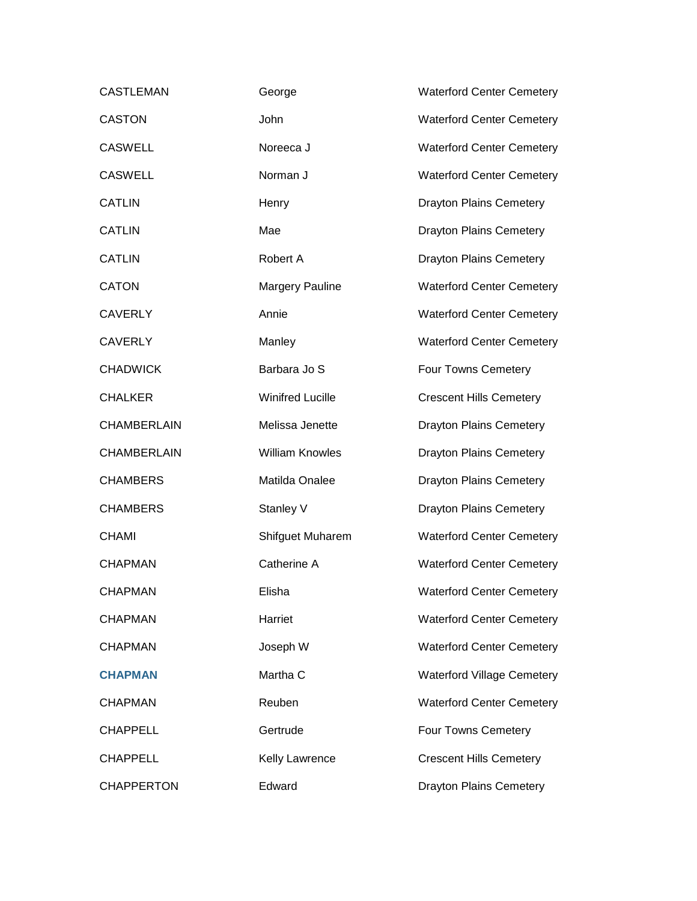| | | |
|---|---|---|
| CASTLEMAN | George | Waterford Center Cemetery |
| CASTON | John | Waterford Center Cemetery |
| CASWELL | Noreeca J | Waterford Center Cemetery |
| CASWELL | Norman J | Waterford Center Cemetery |
| CATLIN | Henry | Drayton Plains Cemetery |
| CATLIN | Mae | Drayton Plains Cemetery |
| CATLIN | Robert A | Drayton Plains Cemetery |
| CATON | Margery Pauline | Waterford Center Cemetery |
| CAVERLY | Annie | Waterford Center Cemetery |
| CAVERLY | Manley | Waterford Center Cemetery |
| CHADWICK | Barbara Jo S | Four Towns Cemetery |
| CHALKER | Winifred Lucille | Crescent Hills Cemetery |
| CHAMBERLAIN | Melissa Jenette | Drayton Plains Cemetery |
| CHAMBERLAIN | William Knowles | Drayton Plains Cemetery |
| CHAMBERS | Matilda Onalee | Drayton Plains Cemetery |
| CHAMBERS | Stanley V | Drayton Plains Cemetery |
| CHAMI | Shifguet Muharem | Waterford Center Cemetery |
| CHAPMAN | Catherine A | Waterford Center Cemetery |
| CHAPMAN | Elisha | Waterford Center Cemetery |
| CHAPMAN | Harriet | Waterford Center Cemetery |
| CHAPMAN | Joseph W | Waterford Center Cemetery |
| **CHAPMAN** | Martha C | Waterford Village Cemetery |
| CHAPMAN | Reuben | Waterford Center Cemetery |
| CHAPPELL | Gertrude | Four Towns Cemetery |
| CHAPPELL | Kelly Lawrence | Crescent Hills Cemetery |
| CHAPPERTON | Edward | Drayton Plains Cemetery |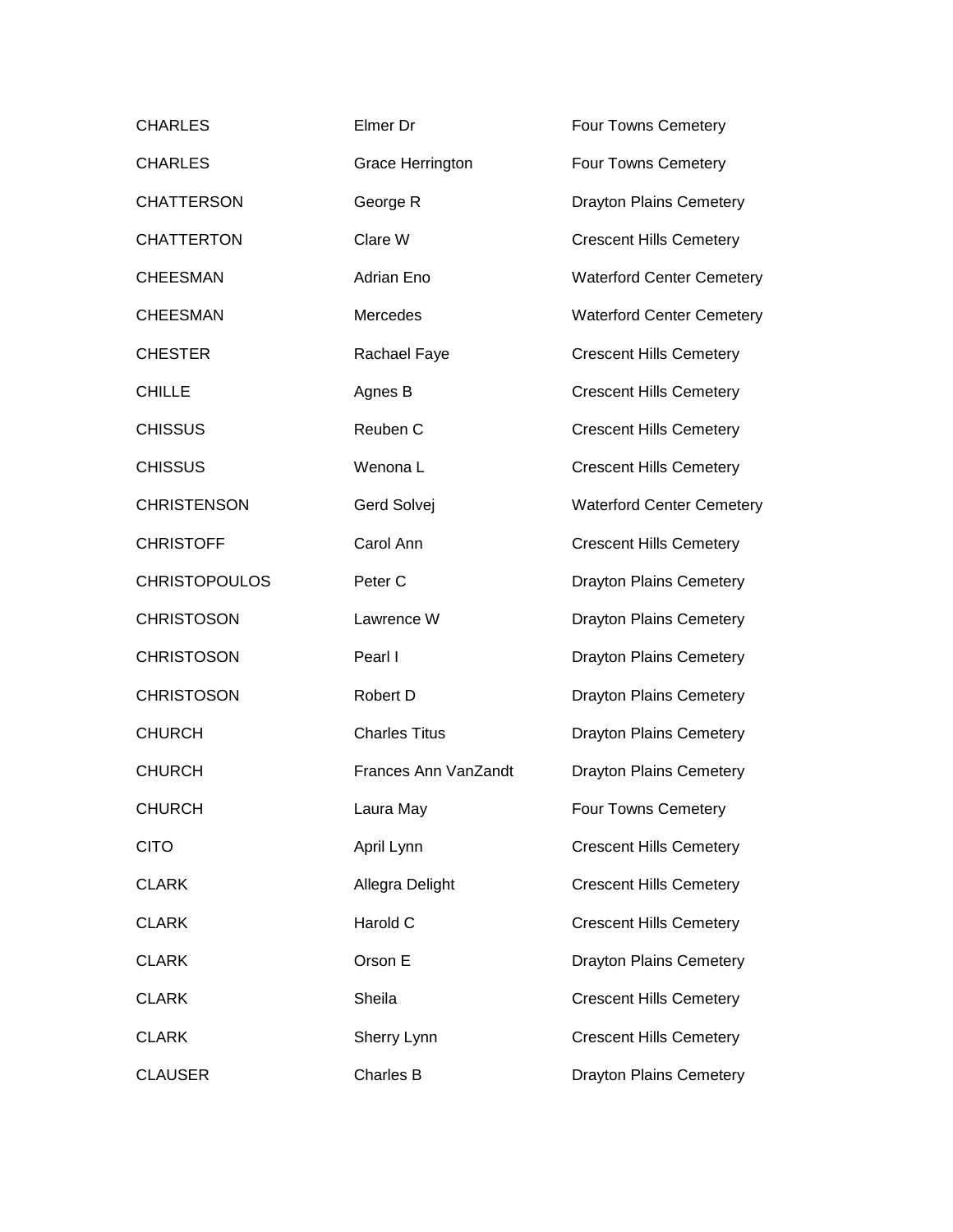| | | |
|---|---|---|
| CHARLES | Elmer Dr | Four Towns Cemetery |
| CHARLES | Grace Herrington | Four Towns Cemetery |
| CHATTERSON | George R | Drayton Plains Cemetery |
| CHATTERTON | Clare W | Crescent Hills Cemetery |
| CHEESMAN | Adrian Eno | Waterford Center Cemetery |
| CHEESMAN | Mercedes | Waterford Center Cemetery |
| CHESTER | Rachael Faye | Crescent Hills Cemetery |
| CHILLE | Agnes B | Crescent Hills Cemetery |
| CHISSUS | Reuben C | Crescent Hills Cemetery |
| CHISSUS | Wenona L | Crescent Hills Cemetery |
| CHRISTENSON | Gerd Solvej | Waterford Center Cemetery |
| CHRISTOFF | Carol Ann | Crescent Hills Cemetery |
| CHRISTOPOULOS | Peter C | Drayton Plains Cemetery |
| CHRISTOSON | Lawrence W | Drayton Plains Cemetery |
| CHRISTOSON | Pearl I | Drayton Plains Cemetery |
| CHRISTOSON | Robert D | Drayton Plains Cemetery |
| CHURCH | Charles Titus | Drayton Plains Cemetery |
| CHURCH | Frances Ann VanZandt | Drayton Plains Cemetery |
| CHURCH | Laura May | Four Towns Cemetery |
| CITO | April Lynn | Crescent Hills Cemetery |
| CLARK | Allegra Delight | Crescent Hills Cemetery |
| CLARK | Harold C | Crescent Hills Cemetery |
| CLARK | Orson E | Drayton Plains Cemetery |
| CLARK | Sheila | Crescent Hills Cemetery |
| CLARK | Sherry Lynn | Crescent Hills Cemetery |
| CLAUSER | Charles B | Drayton Plains Cemetery |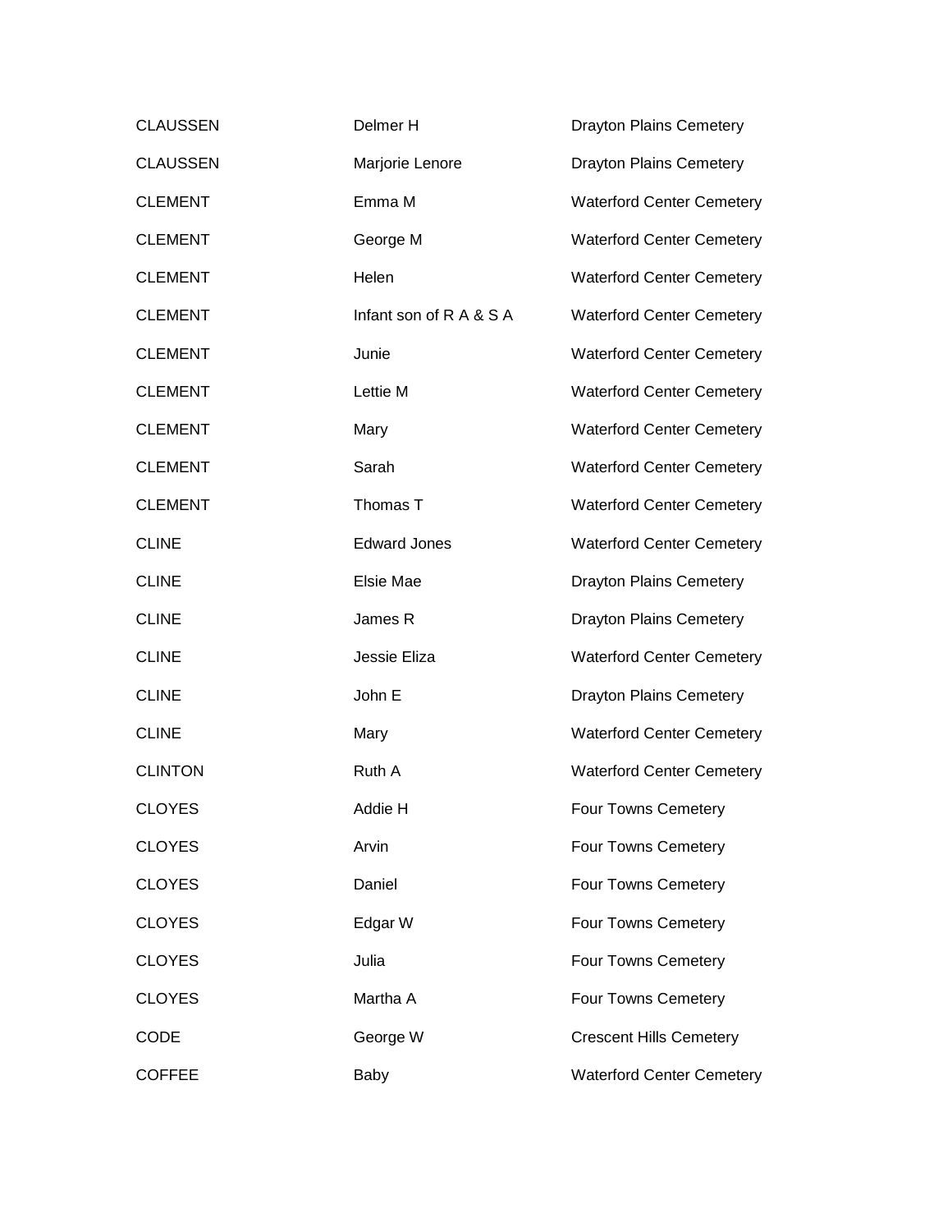| | | |
|---|---|---|
| CLAUSSEN | Delmer H | Drayton Plains Cemetery |
| CLAUSSEN | Marjorie Lenore | Drayton Plains Cemetery |
| CLEMENT | Emma M | Waterford Center Cemetery |
| CLEMENT | George M | Waterford Center Cemetery |
| CLEMENT | Helen | Waterford Center Cemetery |
| CLEMENT | Infant son of R A & S A | Waterford Center Cemetery |
| CLEMENT | Junie | Waterford Center Cemetery |
| CLEMENT | Lettie M | Waterford Center Cemetery |
| CLEMENT | Mary | Waterford Center Cemetery |
| CLEMENT | Sarah | Waterford Center Cemetery |
| CLEMENT | Thomas T | Waterford Center Cemetery |
| CLINE | Edward Jones | Waterford Center Cemetery |
| CLINE | Elsie Mae | Drayton Plains Cemetery |
| CLINE | James R | Drayton Plains Cemetery |
| CLINE | Jessie Eliza | Waterford Center Cemetery |
| CLINE | John E | Drayton Plains Cemetery |
| CLINE | Mary | Waterford Center Cemetery |
| CLINTON | Ruth A | Waterford Center Cemetery |
| CLOYES | Addie H | Four Towns Cemetery |
| CLOYES | Arvin | Four Towns Cemetery |
| CLOYES | Daniel | Four Towns Cemetery |
| CLOYES | Edgar W | Four Towns Cemetery |
| CLOYES | Julia | Four Towns Cemetery |
| CLOYES | Martha A | Four Towns Cemetery |
| CODE | George W | Crescent Hills Cemetery |
| COFFEE | Baby | Waterford Center Cemetery |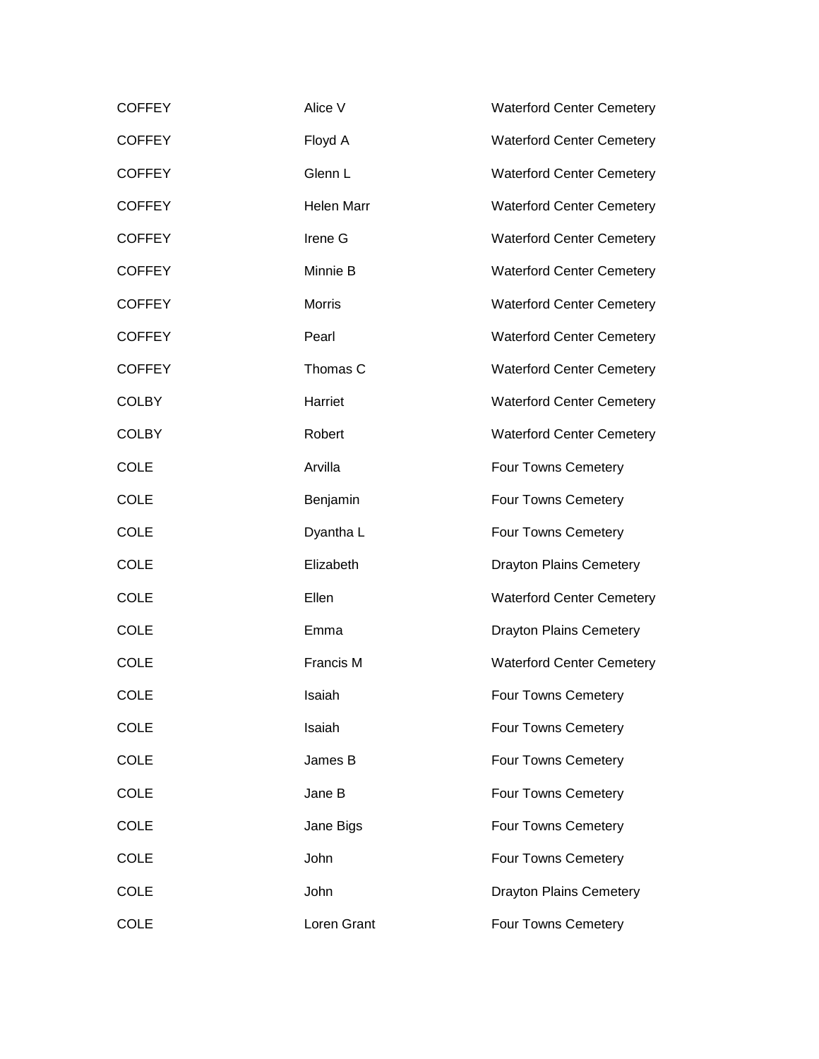| COFFEY | Alice V | Waterford Center Cemetery |
|---|---|---|
| COFFEY | Floyd A | Waterford Center Cemetery |
| COFFEY | Glenn L | Waterford Center Cemetery |
| COFFEY | Helen Marr | Waterford Center Cemetery |
| COFFEY | Irene G | Waterford Center Cemetery |
| COFFEY | Minnie B | Waterford Center Cemetery |
| COFFEY | Morris | Waterford Center Cemetery |
| COFFEY | Pearl | Waterford Center Cemetery |
| COFFEY | Thomas C | Waterford Center Cemetery |
| COLBY | Harriet | Waterford Center Cemetery |
| COLBY | Robert | Waterford Center Cemetery |
| COLE | Arvilla | Four Towns Cemetery |
| COLE | Benjamin | Four Towns Cemetery |
| COLE | Dyantha L | Four Towns Cemetery |
| COLE | Elizabeth | Drayton Plains Cemetery |
| COLE | Ellen | Waterford Center Cemetery |
| COLE | Emma | Drayton Plains Cemetery |
| COLE | Francis M | Waterford Center Cemetery |
| COLE | Isaiah | Four Towns Cemetery |
| COLE | Isaiah | Four Towns Cemetery |
| COLE | James B | Four Towns Cemetery |
| COLE | Jane B | Four Towns Cemetery |
| COLE | Jane Bigs | Four Towns Cemetery |
| COLE | John | Four Towns Cemetery |
| COLE | John | Drayton Plains Cemetery |
| COLE | Loren Grant | Four Towns Cemetery |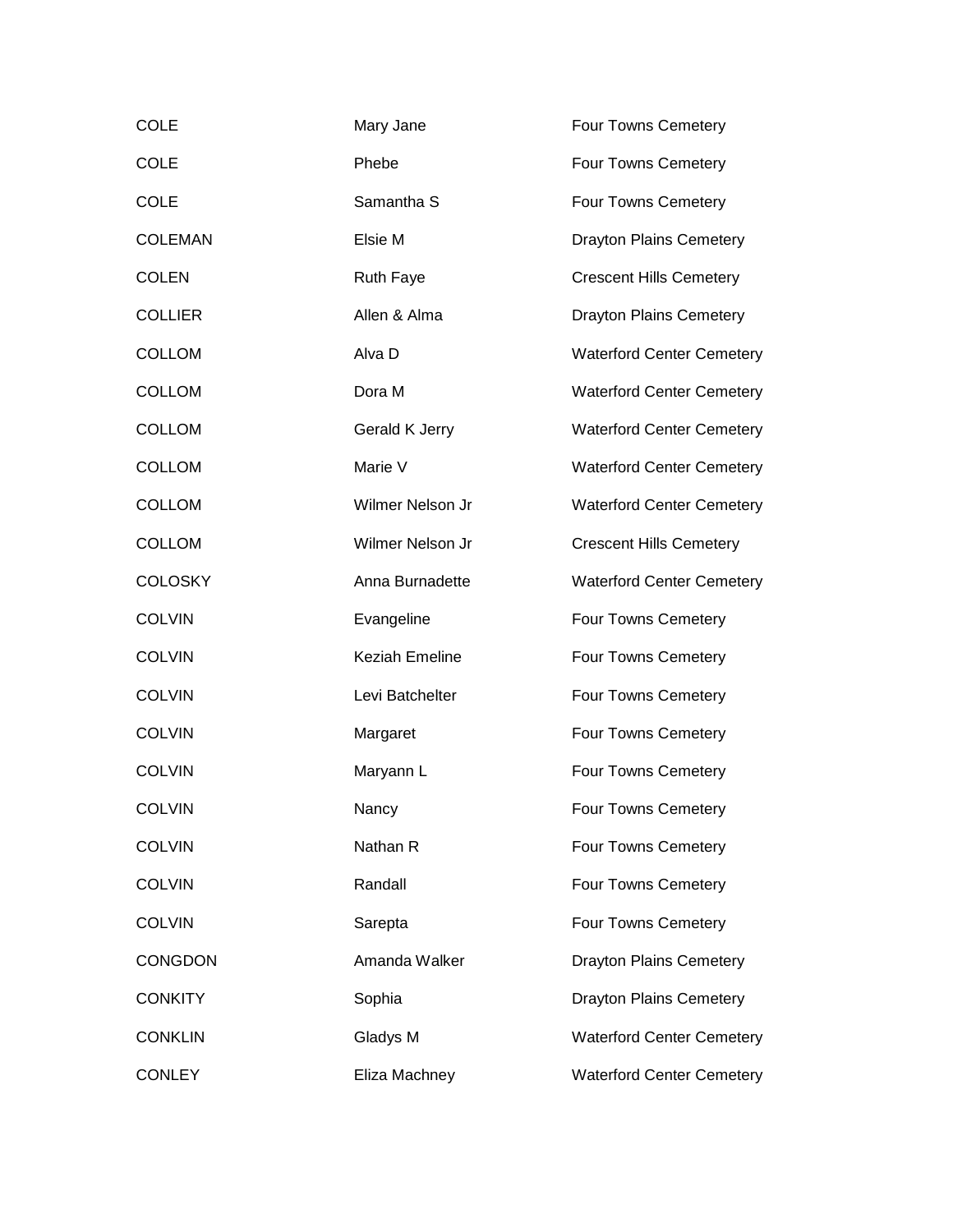| | | |
|---|---|---|
| COLE | Mary Jane | Four Towns Cemetery |
| COLE | Phebe | Four Towns Cemetery |
| COLE | Samantha S | Four Towns Cemetery |
| COLEMAN | Elsie M | Drayton Plains Cemetery |
| COLEN | Ruth Faye | Crescent Hills Cemetery |
| COLLIER | Allen & Alma | Drayton Plains Cemetery |
| COLLOM | Alva D | Waterford Center Cemetery |
| COLLOM | Dora M | Waterford Center Cemetery |
| COLLOM | Gerald K Jerry | Waterford Center Cemetery |
| COLLOM | Marie V | Waterford Center Cemetery |
| COLLOM | Wilmer Nelson Jr | Waterford Center Cemetery |
| COLLOM | Wilmer Nelson Jr | Crescent Hills Cemetery |
| COLOSKY | Anna Burnadette | Waterford Center Cemetery |
| COLVIN | Evangeline | Four Towns Cemetery |
| COLVIN | Keziah Emeline | Four Towns Cemetery |
| COLVIN | Levi Batchelter | Four Towns Cemetery |
| COLVIN | Margaret | Four Towns Cemetery |
| COLVIN | Maryann L | Four Towns Cemetery |
| COLVIN | Nancy | Four Towns Cemetery |
| COLVIN | Nathan R | Four Towns Cemetery |
| COLVIN | Randall | Four Towns Cemetery |
| COLVIN | Sarepta | Four Towns Cemetery |
| CONGDON | Amanda Walker | Drayton Plains Cemetery |
| CONKITY | Sophia | Drayton Plains Cemetery |
| CONKLIN | Gladys M | Waterford Center Cemetery |
| CONLEY | Eliza Machney | Waterford Center Cemetery |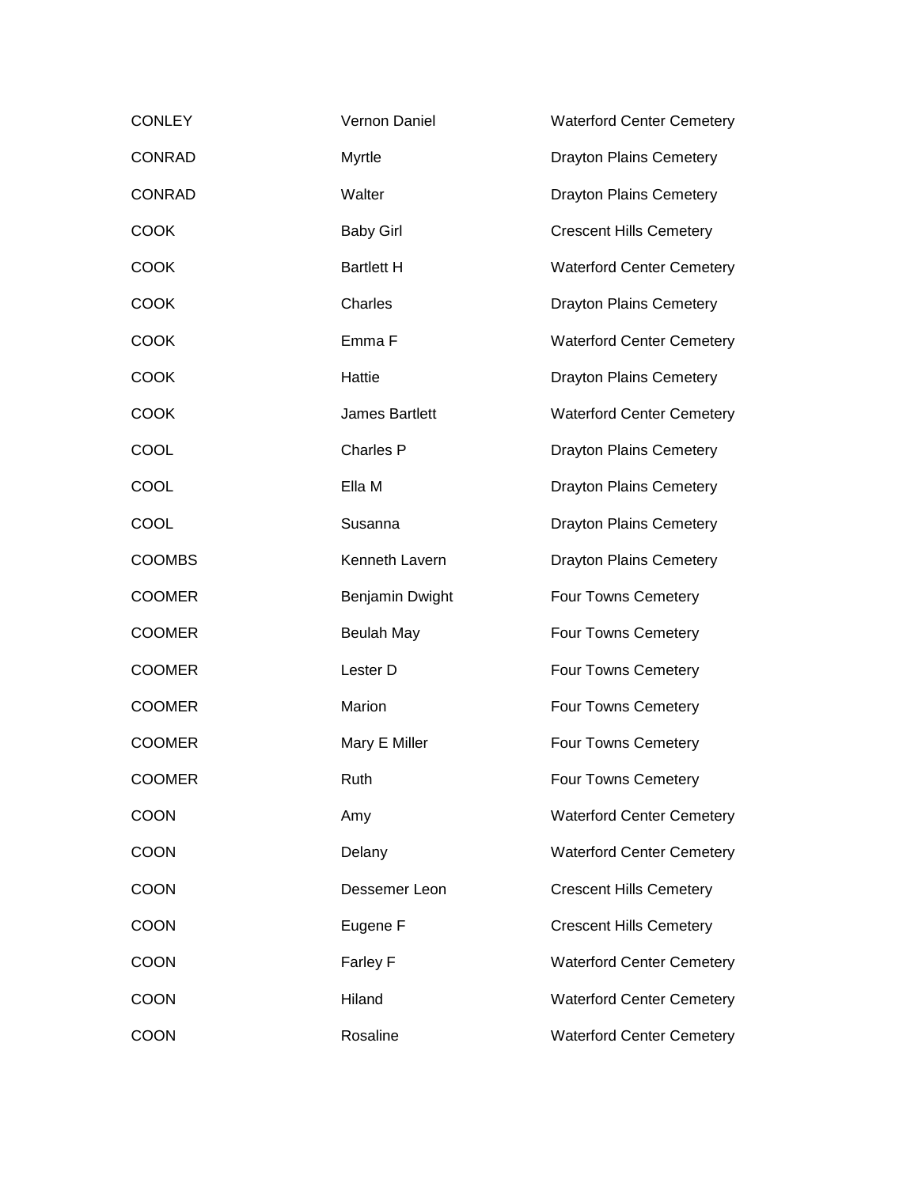| | | |
|---|---|---|
| CONLEY | Vernon Daniel | Waterford Center Cemetery |
| CONRAD | Myrtle | Drayton Plains Cemetery |
| CONRAD | Walter | Drayton Plains Cemetery |
| COOK | Baby Girl | Crescent Hills Cemetery |
| COOK | Bartlett H | Waterford Center Cemetery |
| COOK | Charles | Drayton Plains Cemetery |
| COOK | Emma F | Waterford Center Cemetery |
| COOK | Hattie | Drayton Plains Cemetery |
| COOK | James Bartlett | Waterford Center Cemetery |
| COOL | Charles P | Drayton Plains Cemetery |
| COOL | Ella M | Drayton Plains Cemetery |
| COOL | Susanna | Drayton Plains Cemetery |
| COOMBS | Kenneth Lavern | Drayton Plains Cemetery |
| COOMER | Benjamin Dwight | Four Towns Cemetery |
| COOMER | Beulah May | Four Towns Cemetery |
| COOMER | Lester D | Four Towns Cemetery |
| COOMER | Marion | Four Towns Cemetery |
| COOMER | Mary E Miller | Four Towns Cemetery |
| COOMER | Ruth | Four Towns Cemetery |
| COON | Amy | Waterford Center Cemetery |
| COON | Delany | Waterford Center Cemetery |
| COON | Dessemer Leon | Crescent Hills Cemetery |
| COON | Eugene F | Crescent Hills Cemetery |
| COON | Farley F | Waterford Center Cemetery |
| COON | Hiland | Waterford Center Cemetery |
| COON | Rosaline | Waterford Center Cemetery |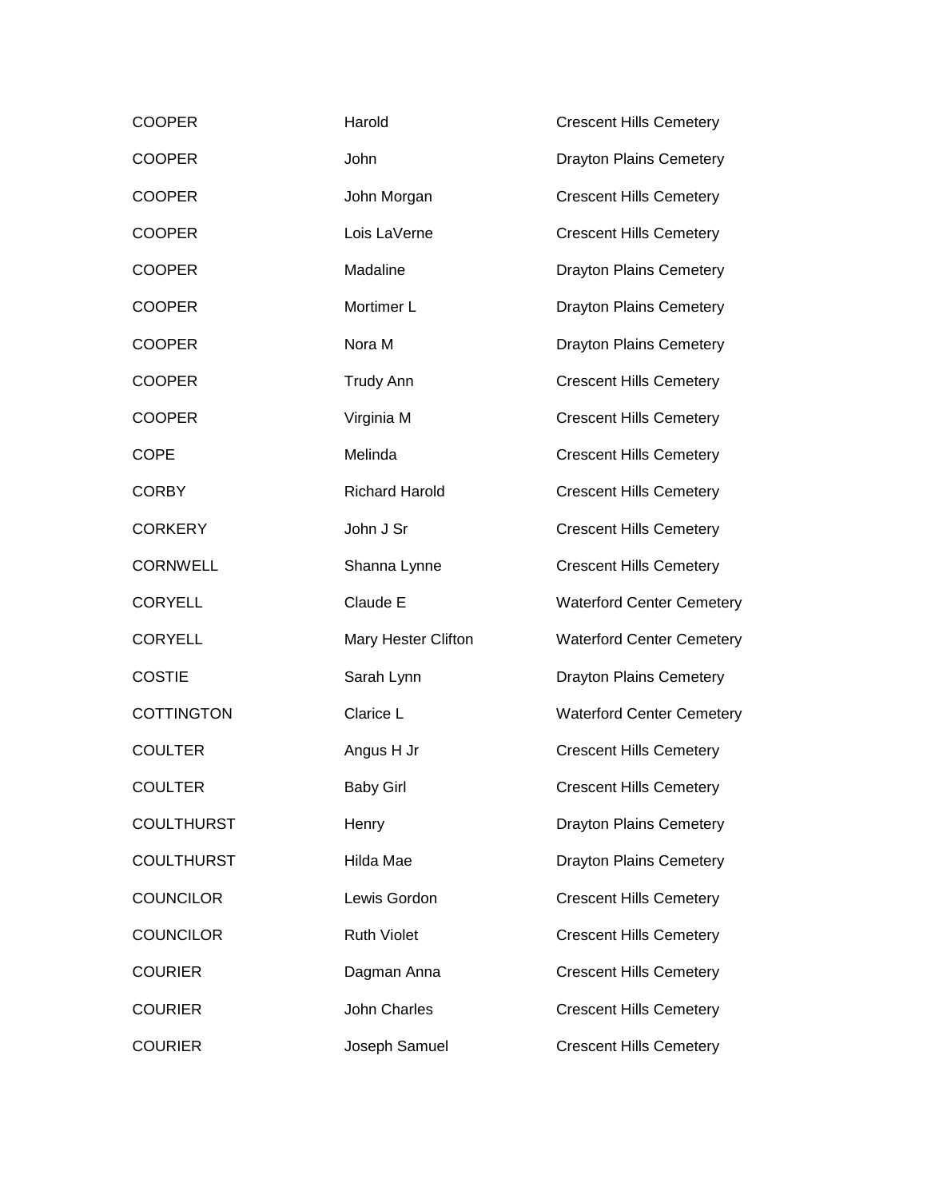| | | |
|---|---|---|
| COOPER | Harold | Crescent Hills Cemetery |
| COOPER | John | Drayton Plains Cemetery |
| COOPER | John Morgan | Crescent Hills Cemetery |
| COOPER | Lois LaVerne | Crescent Hills Cemetery |
| COOPER | Madaline | Drayton Plains Cemetery |
| COOPER | Mortimer L | Drayton Plains Cemetery |
| COOPER | Nora M | Drayton Plains Cemetery |
| COOPER | Trudy Ann | Crescent Hills Cemetery |
| COOPER | Virginia M | Crescent Hills Cemetery |
| COPE | Melinda | Crescent Hills Cemetery |
| CORBY | Richard Harold | Crescent Hills Cemetery |
| CORKERY | John J Sr | Crescent Hills Cemetery |
| CORNWELL | Shanna Lynne | Crescent Hills Cemetery |
| CORYELL | Claude E | Waterford Center Cemetery |
| CORYELL | Mary Hester Clifton | Waterford Center Cemetery |
| COSTIE | Sarah Lynn | Drayton Plains Cemetery |
| COTTINGTON | Clarice L | Waterford Center Cemetery |
| COULTER | Angus H Jr | Crescent Hills Cemetery |
| COULTER | Baby Girl | Crescent Hills Cemetery |
| COULTHURST | Henry | Drayton Plains Cemetery |
| COULTHURST | Hilda Mae | Drayton Plains Cemetery |
| COUNCILOR | Lewis Gordon | Crescent Hills Cemetery |
| COUNCILOR | Ruth Violet | Crescent Hills Cemetery |
| COURIER | Dagman Anna | Crescent Hills Cemetery |
| COURIER | John Charles | Crescent Hills Cemetery |
| COURIER | Joseph Samuel | Crescent Hills Cemetery |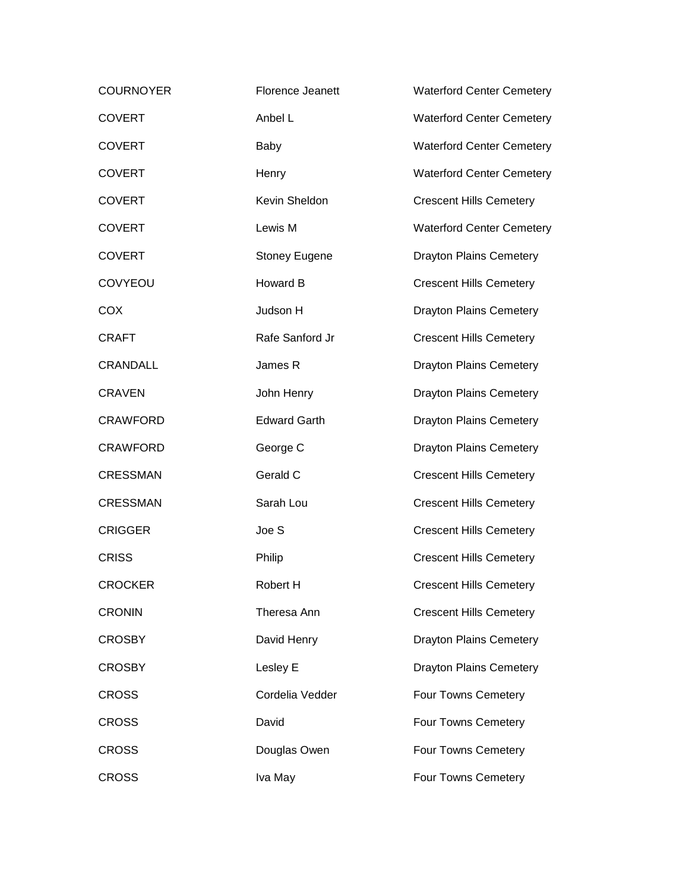| | | |
|---|---|---|
| COURNOYER | Florence Jeanett | Waterford Center Cemetery |
| COVERT | Anbel L | Waterford Center Cemetery |
| COVERT | Baby | Waterford Center Cemetery |
| COVERT | Henry | Waterford Center Cemetery |
| COVERT | Kevin Sheldon | Crescent Hills Cemetery |
| COVERT | Lewis M | Waterford Center Cemetery |
| COVERT | Stoney Eugene | Drayton Plains Cemetery |
| COVYEOU | Howard B | Crescent Hills Cemetery |
| COX | Judson H | Drayton Plains Cemetery |
| CRAFT | Rafe Sanford Jr | Crescent Hills Cemetery |
| CRANDALL | James R | Drayton Plains Cemetery |
| CRAVEN | John Henry | Drayton Plains Cemetery |
| CRAWFORD | Edward Garth | Drayton Plains Cemetery |
| CRAWFORD | George C | Drayton Plains Cemetery |
| CRESSMAN | Gerald C | Crescent Hills Cemetery |
| CRESSMAN | Sarah Lou | Crescent Hills Cemetery |
| CRIGGER | Joe S | Crescent Hills Cemetery |
| CRISS | Philip | Crescent Hills Cemetery |
| CROCKER | Robert H | Crescent Hills Cemetery |
| CRONIN | Theresa Ann | Crescent Hills Cemetery |
| CROSBY | David Henry | Drayton Plains Cemetery |
| CROSBY | Lesley E | Drayton Plains Cemetery |
| CROSS | Cordelia Vedder | Four Towns Cemetery |
| CROSS | David | Four Towns Cemetery |
| CROSS | Douglas Owen | Four Towns Cemetery |
| CROSS | Iva May | Four Towns Cemetery |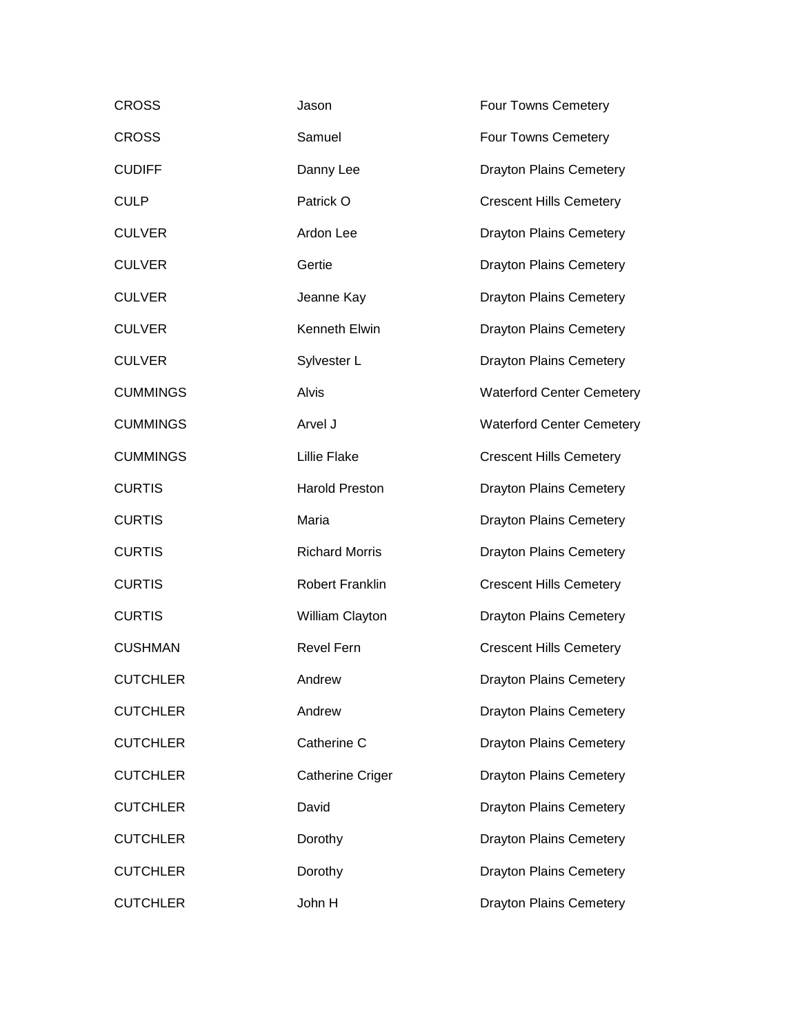| | | |
|---|---|---|
| CROSS | Jason | Four Towns Cemetery |
| CROSS | Samuel | Four Towns Cemetery |
| CUDIFF | Danny Lee | Drayton Plains Cemetery |
| CULP | Patrick O | Crescent Hills Cemetery |
| CULVER | Ardon Lee | Drayton Plains Cemetery |
| CULVER | Gertie | Drayton Plains Cemetery |
| CULVER | Jeanne Kay | Drayton Plains Cemetery |
| CULVER | Kenneth Elwin | Drayton Plains Cemetery |
| CULVER | Sylvester L | Drayton Plains Cemetery |
| CUMMINGS | Alvis | Waterford Center Cemetery |
| CUMMINGS | Arvel J | Waterford Center Cemetery |
| CUMMINGS | Lillie Flake | Crescent Hills Cemetery |
| CURTIS | Harold Preston | Drayton Plains Cemetery |
| CURTIS | Maria | Drayton Plains Cemetery |
| CURTIS | Richard Morris | Drayton Plains Cemetery |
| CURTIS | Robert Franklin | Crescent Hills Cemetery |
| CURTIS | William Clayton | Drayton Plains Cemetery |
| CUSHMAN | Revel Fern | Crescent Hills Cemetery |
| CUTCHLER | Andrew | Drayton Plains Cemetery |
| CUTCHLER | Andrew | Drayton Plains Cemetery |
| CUTCHLER | Catherine C | Drayton Plains Cemetery |
| CUTCHLER | Catherine Criger | Drayton Plains Cemetery |
| CUTCHLER | David | Drayton Plains Cemetery |
| CUTCHLER | Dorothy | Drayton Plains Cemetery |
| CUTCHLER | Dorothy | Drayton Plains Cemetery |
| CUTCHLER | John H | Drayton Plains Cemetery |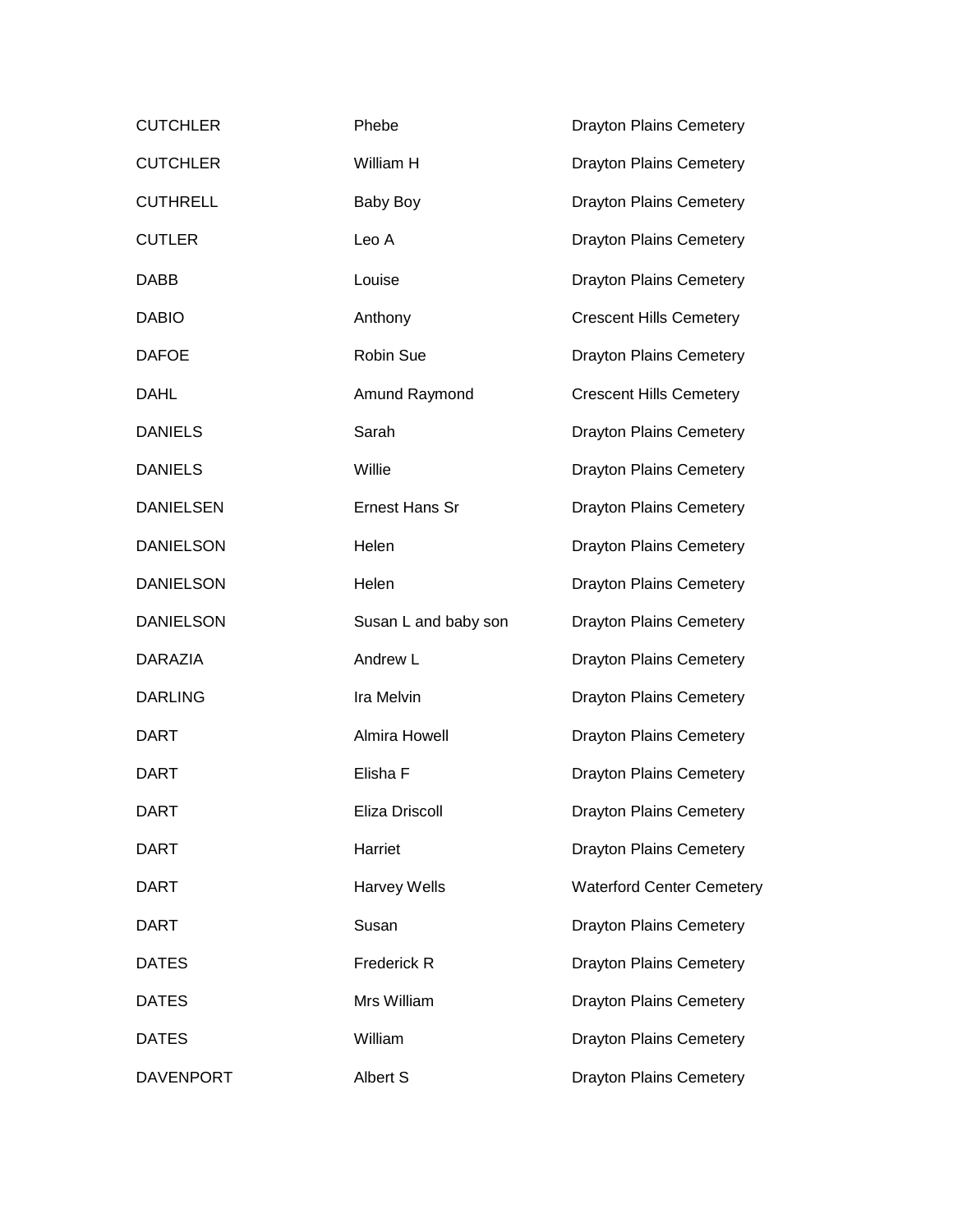| | | |
|---|---|---|
| CUTCHLER | Phebe | Drayton Plains Cemetery |
| CUTCHLER | William H | Drayton Plains Cemetery |
| CUTHRELL | Baby Boy | Drayton Plains Cemetery |
| CUTLER | Leo A | Drayton Plains Cemetery |
| DABB | Louise | Drayton Plains Cemetery |
| DABIO | Anthony | Crescent Hills Cemetery |
| DAFOE | Robin Sue | Drayton Plains Cemetery |
| DAHL | Amund Raymond | Crescent Hills Cemetery |
| DANIELS | Sarah | Drayton Plains Cemetery |
| DANIELS | Willie | Drayton Plains Cemetery |
| DANIELSEN | Ernest Hans Sr | Drayton Plains Cemetery |
| DANIELSON | Helen | Drayton Plains Cemetery |
| DANIELSON | Helen | Drayton Plains Cemetery |
| DANIELSON | Susan L and baby son | Drayton Plains Cemetery |
| DARAZIA | Andrew L | Drayton Plains Cemetery |
| DARLING | Ira Melvin | Drayton Plains Cemetery |
| DART | Almira Howell | Drayton Plains Cemetery |
| DART | Elisha F | Drayton Plains Cemetery |
| DART | Eliza Driscoll | Drayton Plains Cemetery |
| DART | Harriet | Drayton Plains Cemetery |
| DART | Harvey Wells | Waterford Center Cemetery |
| DART | Susan | Drayton Plains Cemetery |
| DATES | Frederick R | Drayton Plains Cemetery |
| DATES | Mrs William | Drayton Plains Cemetery |
| DATES | William | Drayton Plains Cemetery |
| DAVENPORT | Albert S | Drayton Plains Cemetery |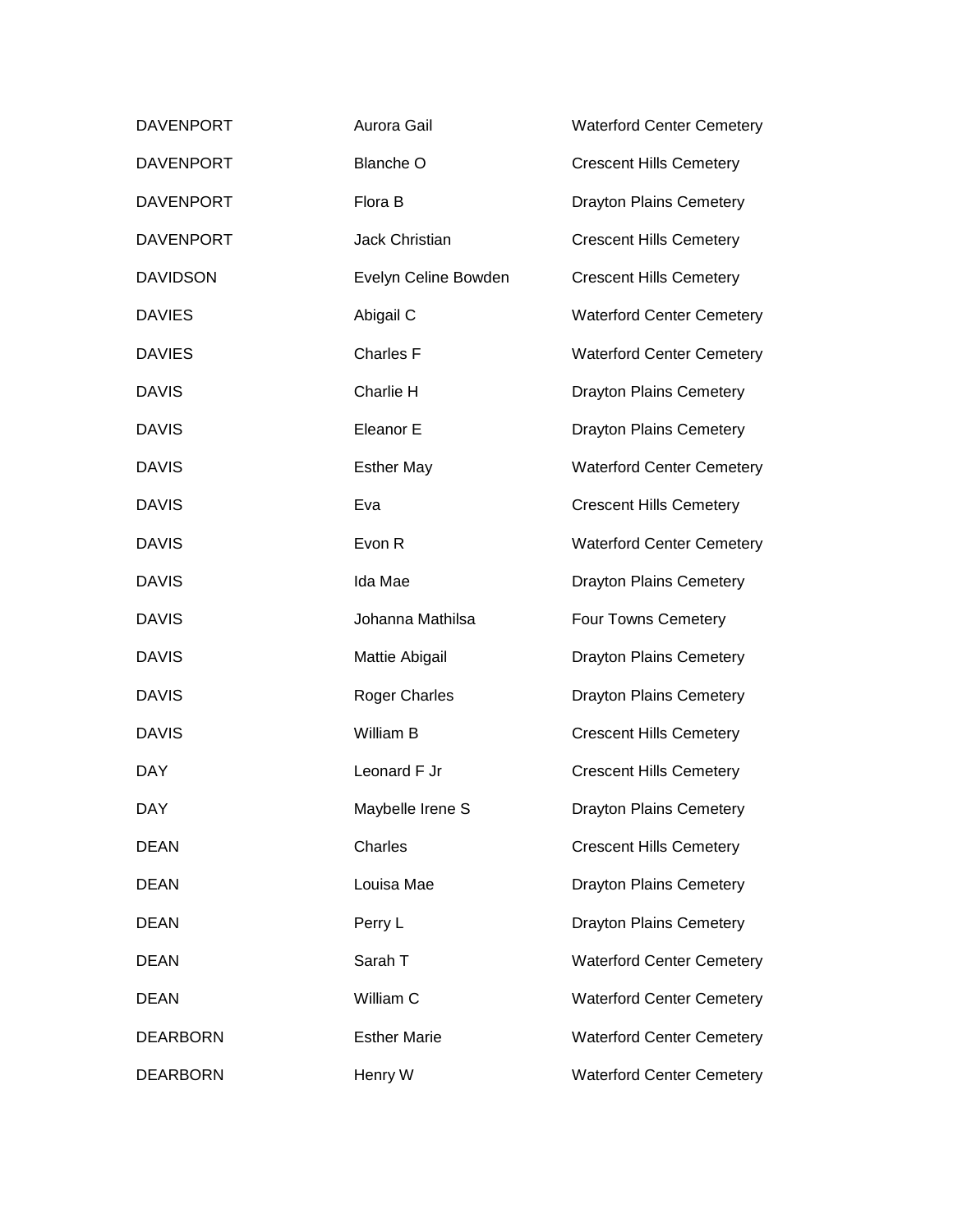| | | |
|---|---|---|
| DAVENPORT | Aurora Gail | Waterford Center Cemetery |
| DAVENPORT | Blanche O | Crescent Hills Cemetery |
| DAVENPORT | Flora B | Drayton Plains Cemetery |
| DAVENPORT | Jack Christian | Crescent Hills Cemetery |
| DAVIDSON | Evelyn Celine Bowden | Crescent Hills Cemetery |
| DAVIES | Abigail C | Waterford Center Cemetery |
| DAVIES | Charles F | Waterford Center Cemetery |
| DAVIS | Charlie H | Drayton Plains Cemetery |
| DAVIS | Eleanor E | Drayton Plains Cemetery |
| DAVIS | Esther May | Waterford Center Cemetery |
| DAVIS | Eva | Crescent Hills Cemetery |
| DAVIS | Evon R | Waterford Center Cemetery |
| DAVIS | Ida Mae | Drayton Plains Cemetery |
| DAVIS | Johanna Mathilsa | Four Towns Cemetery |
| DAVIS | Mattie Abigail | Drayton Plains Cemetery |
| DAVIS | Roger Charles | Drayton Plains Cemetery |
| DAVIS | William B | Crescent Hills Cemetery |
| DAY | Leonard F Jr | Crescent Hills Cemetery |
| DAY | Maybelle Irene S | Drayton Plains Cemetery |
| DEAN | Charles | Crescent Hills Cemetery |
| DEAN | Louisa Mae | Drayton Plains Cemetery |
| DEAN | Perry L | Drayton Plains Cemetery |
| DEAN | Sarah T | Waterford Center Cemetery |
| DEAN | William C | Waterford Center Cemetery |
| DEARBORN | Esther Marie | Waterford Center Cemetery |
| DEARBORN | Henry W | Waterford Center Cemetery |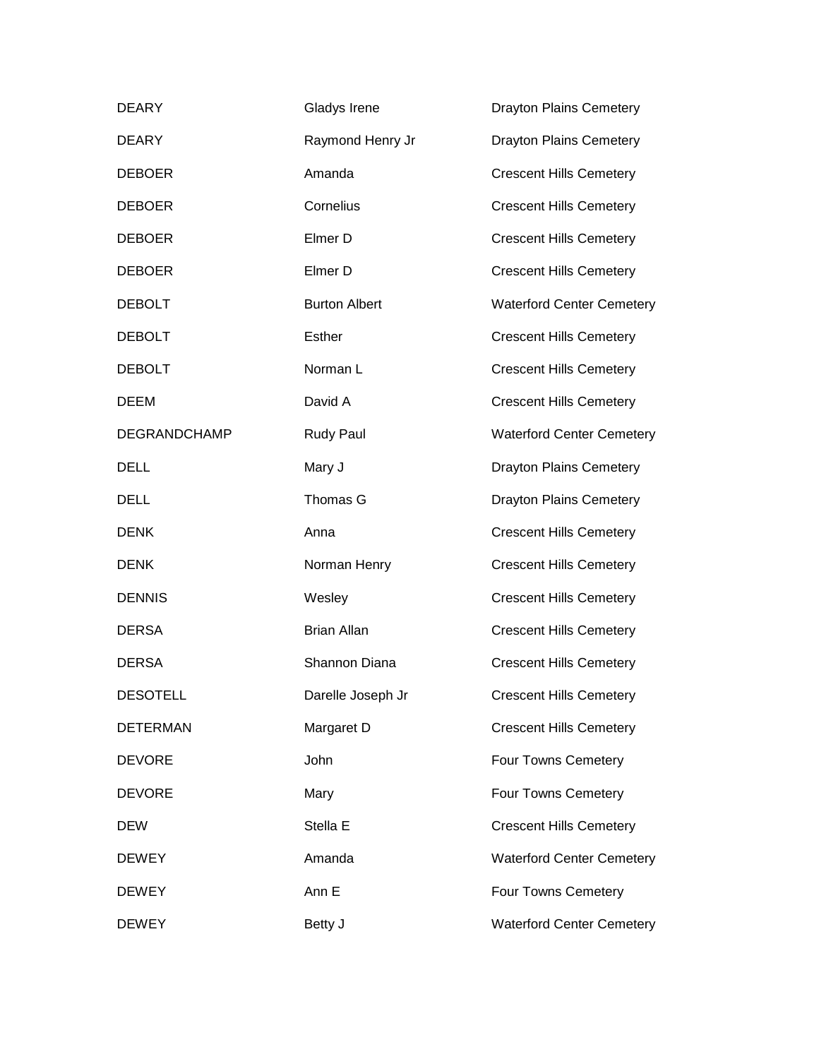| | | |
|---|---|---|
| DEARY | Gladys Irene | Drayton Plains Cemetery |
| DEARY | Raymond Henry Jr | Drayton Plains Cemetery |
| DEBOER | Amanda | Crescent Hills Cemetery |
| DEBOER | Cornelius | Crescent Hills Cemetery |
| DEBOER | Elmer D | Crescent Hills Cemetery |
| DEBOER | Elmer D | Crescent Hills Cemetery |
| DEBOLT | Burton Albert | Waterford Center Cemetery |
| DEBOLT | Esther | Crescent Hills Cemetery |
| DEBOLT | Norman L | Crescent Hills Cemetery |
| DEEM | David A | Crescent Hills Cemetery |
| DEGRANDCHAMP | Rudy Paul | Waterford Center Cemetery |
| DELL | Mary J | Drayton Plains Cemetery |
| DELL | Thomas G | Drayton Plains Cemetery |
| DENK | Anna | Crescent Hills Cemetery |
| DENK | Norman Henry | Crescent Hills Cemetery |
| DENNIS | Wesley | Crescent Hills Cemetery |
| DERSA | Brian Allan | Crescent Hills Cemetery |
| DERSA | Shannon Diana | Crescent Hills Cemetery |
| DESOTELL | Darelle Joseph Jr | Crescent Hills Cemetery |
| DETERMAN | Margaret D | Crescent Hills Cemetery |
| DEVORE | John | Four Towns Cemetery |
| DEVORE | Mary | Four Towns Cemetery |
| DEW | Stella E | Crescent Hills Cemetery |
| DEWEY | Amanda | Waterford Center Cemetery |
| DEWEY | Ann E | Four Towns Cemetery |
| DEWEY | Betty J | Waterford Center Cemetery |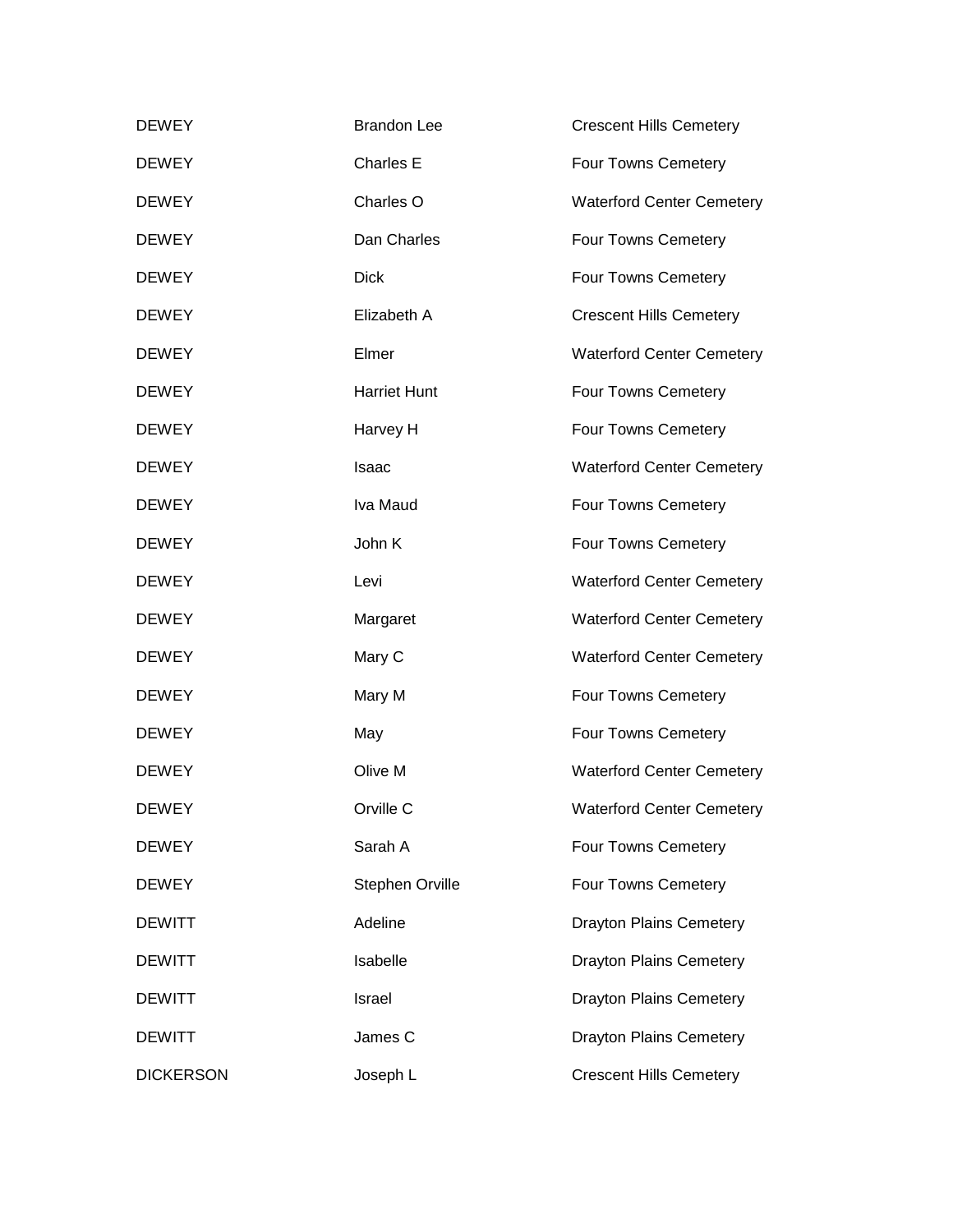| | | |
|---|---|---|
| DEWEY | Brandon Lee | Crescent Hills Cemetery |
| DEWEY | Charles E | Four Towns Cemetery |
| DEWEY | Charles O | Waterford Center Cemetery |
| DEWEY | Dan Charles | Four Towns Cemetery |
| DEWEY | Dick | Four Towns Cemetery |
| DEWEY | Elizabeth A | Crescent Hills Cemetery |
| DEWEY | Elmer | Waterford Center Cemetery |
| DEWEY | Harriet Hunt | Four Towns Cemetery |
| DEWEY | Harvey H | Four Towns Cemetery |
| DEWEY | Isaac | Waterford Center Cemetery |
| DEWEY | Iva Maud | Four Towns Cemetery |
| DEWEY | John K | Four Towns Cemetery |
| DEWEY | Levi | Waterford Center Cemetery |
| DEWEY | Margaret | Waterford Center Cemetery |
| DEWEY | Mary C | Waterford Center Cemetery |
| DEWEY | Mary M | Four Towns Cemetery |
| DEWEY | May | Four Towns Cemetery |
| DEWEY | Olive M | Waterford Center Cemetery |
| DEWEY | Orville C | Waterford Center Cemetery |
| DEWEY | Sarah A | Four Towns Cemetery |
| DEWEY | Stephen Orville | Four Towns Cemetery |
| DEWITT | Adeline | Drayton Plains Cemetery |
| DEWITT | Isabelle | Drayton Plains Cemetery |
| DEWITT | Israel | Drayton Plains Cemetery |
| DEWITT | James C | Drayton Plains Cemetery |
| DICKERSON | Joseph L | Crescent Hills Cemetery |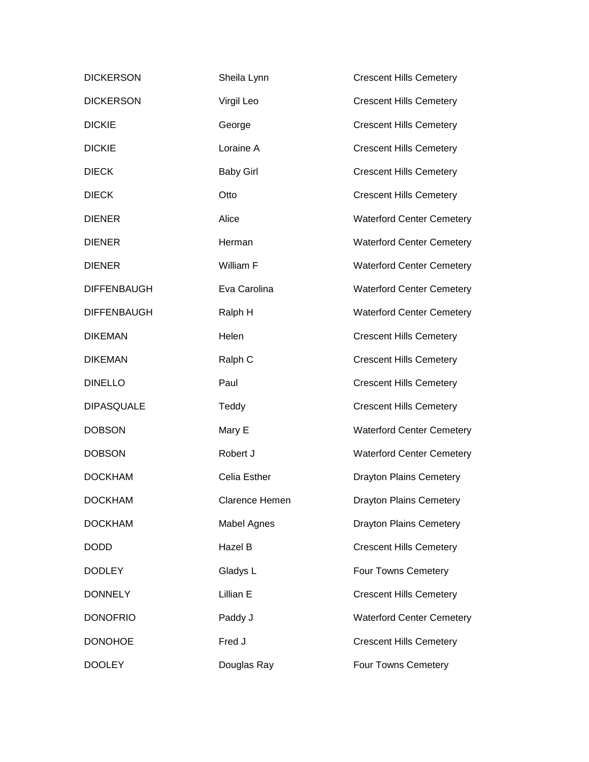| | | |
|---|---|---|
| DICKERSON | Sheila Lynn | Crescent Hills Cemetery |
| DICKERSON | Virgil Leo | Crescent Hills Cemetery |
| DICKIE | George | Crescent Hills Cemetery |
| DICKIE | Loraine A | Crescent Hills Cemetery |
| DIECK | Baby Girl | Crescent Hills Cemetery |
| DIECK | Otto | Crescent Hills Cemetery |
| DIENER | Alice | Waterford Center Cemetery |
| DIENER | Herman | Waterford Center Cemetery |
| DIENER | William F | Waterford Center Cemetery |
| DIFFENBAUGH | Eva Carolina | Waterford Center Cemetery |
| DIFFENBAUGH | Ralph H | Waterford Center Cemetery |
| DIKEMAN | Helen | Crescent Hills Cemetery |
| DIKEMAN | Ralph C | Crescent Hills Cemetery |
| DINELLO | Paul | Crescent Hills Cemetery |
| DIPASQUALE | Teddy | Crescent Hills Cemetery |
| DOBSON | Mary E | Waterford Center Cemetery |
| DOBSON | Robert J | Waterford Center Cemetery |
| DOCKHAM | Celia Esther | Drayton Plains Cemetery |
| DOCKHAM | Clarence Hemen | Drayton Plains Cemetery |
| DOCKHAM | Mabel Agnes | Drayton Plains Cemetery |
| DODD | Hazel B | Crescent Hills Cemetery |
| DODLEY | Gladys L | Four Towns Cemetery |
| DONNELY | Lillian E | Crescent Hills Cemetery |
| DONOFRIO | Paddy J | Waterford Center Cemetery |
| DONOHOE | Fred J | Crescent Hills Cemetery |
| DOOLEY | Douglas Ray | Four Towns Cemetery |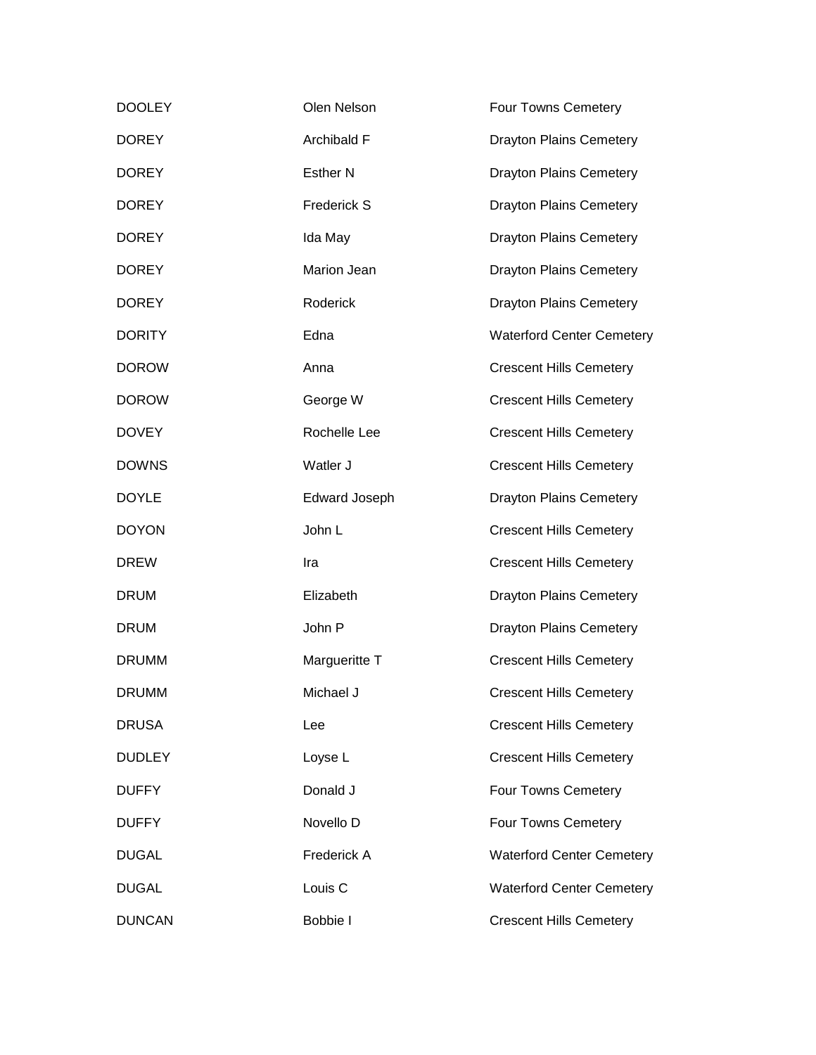| | | |
|---|---|---|
| DOOLEY | Olen Nelson | Four Towns Cemetery |
| DOREY | Archibald F | Drayton Plains Cemetery |
| DOREY | Esther N | Drayton Plains Cemetery |
| DOREY | Frederick S | Drayton Plains Cemetery |
| DOREY | Ida May | Drayton Plains Cemetery |
| DOREY | Marion Jean | Drayton Plains Cemetery |
| DOREY | Roderick | Drayton Plains Cemetery |
| DORITY | Edna | Waterford Center Cemetery |
| DOROW | Anna | Crescent Hills Cemetery |
| DOROW | George W | Crescent Hills Cemetery |
| DOVEY | Rochelle Lee | Crescent Hills Cemetery |
| DOWNS | Watler J | Crescent Hills Cemetery |
| DOYLE | Edward Joseph | Drayton Plains Cemetery |
| DOYON | John L | Crescent Hills Cemetery |
| DREW | Ira | Crescent Hills Cemetery |
| DRUM | Elizabeth | Drayton Plains Cemetery |
| DRUM | John P | Drayton Plains Cemetery |
| DRUMM | Margueritte T | Crescent Hills Cemetery |
| DRUMM | Michael J | Crescent Hills Cemetery |
| DRUSA | Lee | Crescent Hills Cemetery |
| DUDLEY | Loyse L | Crescent Hills Cemetery |
| DUFFY | Donald J | Four Towns Cemetery |
| DUFFY | Novello D | Four Towns Cemetery |
| DUGAL | Frederick A | Waterford Center Cemetery |
| DUGAL | Louis C | Waterford Center Cemetery |
| DUNCAN | Bobbie I | Crescent Hills Cemetery |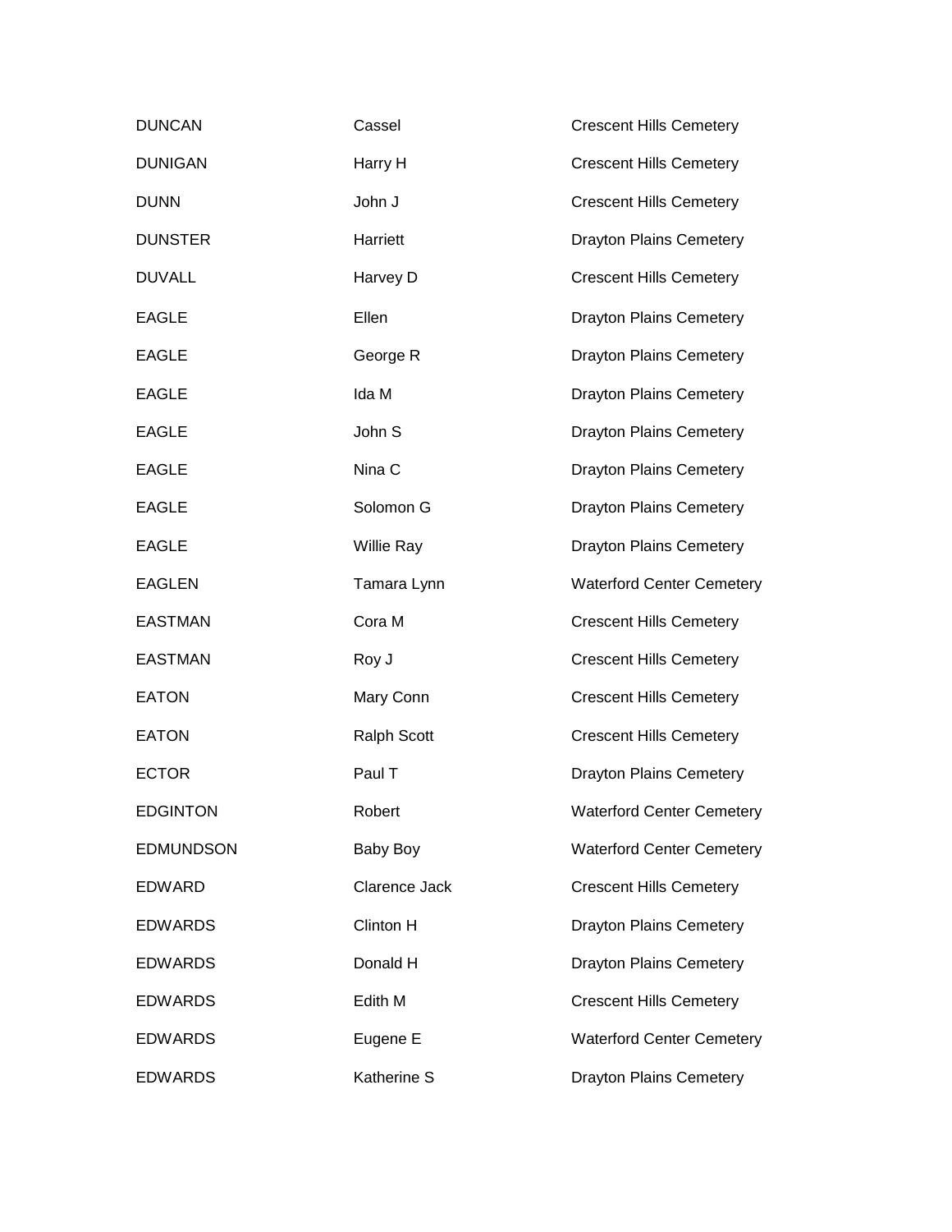| | | |
|---|---|---|
| DUNCAN | Cassel | Crescent Hills Cemetery |
| DUNIGAN | Harry H | Crescent Hills Cemetery |
| DUNN | John J | Crescent Hills Cemetery |
| DUNSTER | Harriett | Drayton Plains Cemetery |
| DUVALL | Harvey D | Crescent Hills Cemetery |
| EAGLE | Ellen | Drayton Plains Cemetery |
| EAGLE | George R | Drayton Plains Cemetery |
| EAGLE | Ida M | Drayton Plains Cemetery |
| EAGLE | John S | Drayton Plains Cemetery |
| EAGLE | Nina C | Drayton Plains Cemetery |
| EAGLE | Solomon G | Drayton Plains Cemetery |
| EAGLE | Willie Ray | Drayton Plains Cemetery |
| EAGLEN | Tamara Lynn | Waterford Center Cemetery |
| EASTMAN | Cora M | Crescent Hills Cemetery |
| EASTMAN | Roy J | Crescent Hills Cemetery |
| EATON | Mary Conn | Crescent Hills Cemetery |
| EATON | Ralph Scott | Crescent Hills Cemetery |
| ECTOR | Paul T | Drayton Plains Cemetery |
| EDGINTON | Robert | Waterford Center Cemetery |
| EDMUNDSON | Baby Boy | Waterford Center Cemetery |
| EDWARD | Clarence Jack | Crescent Hills Cemetery |
| EDWARDS | Clinton H | Drayton Plains Cemetery |
| EDWARDS | Donald H | Drayton Plains Cemetery |
| EDWARDS | Edith M | Crescent Hills Cemetery |
| EDWARDS | Eugene E | Waterford Center Cemetery |
| EDWARDS | Katherine S | Drayton Plains Cemetery |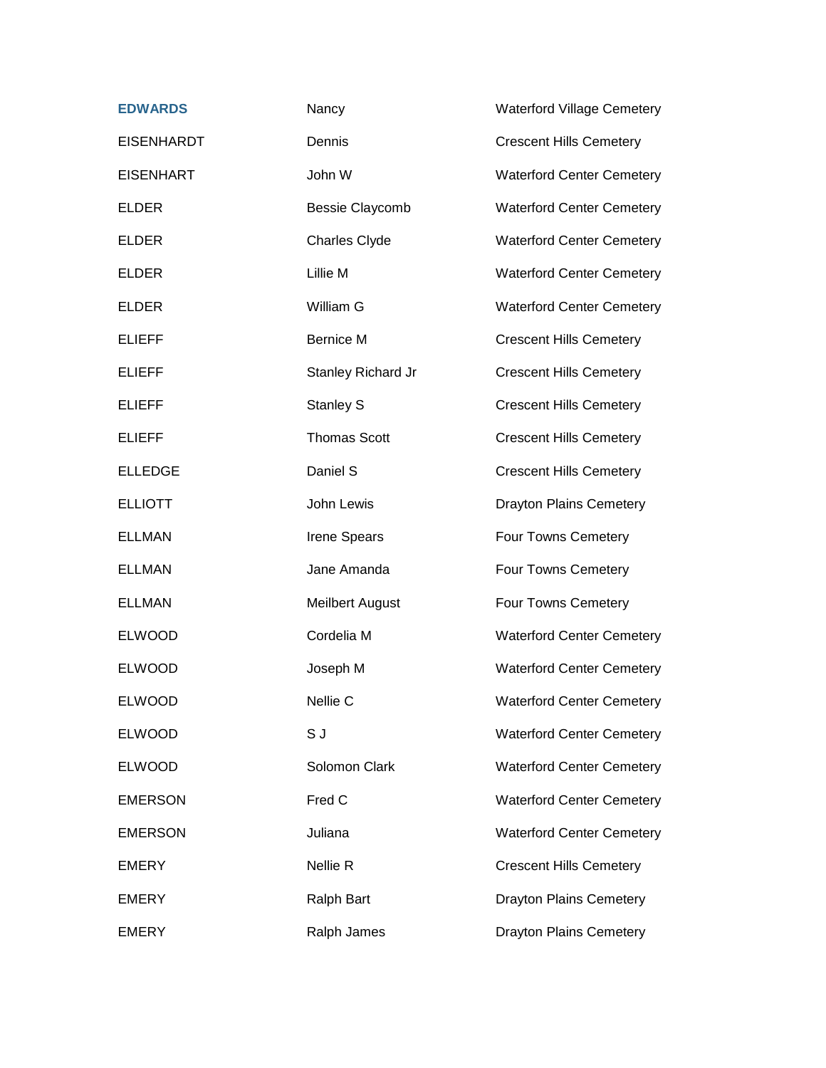| **EDWARDS** | Nancy | Waterford Village Cemetery |
|---|---|---|
| EISENHARDT | Dennis | Crescent Hills Cemetery |
| EISENHART | John W | Waterford Center Cemetery |
| ELDER | Bessie Claycomb | Waterford Center Cemetery |
| ELDER | Charles Clyde | Waterford Center Cemetery |
| ELDER | Lillie M | Waterford Center Cemetery |
| ELDER | William G | Waterford Center Cemetery |
| ELIEFF | Bernice M | Crescent Hills Cemetery |
| ELIEFF | Stanley Richard Jr | Crescent Hills Cemetery |
| ELIEFF | Stanley S | Crescent Hills Cemetery |
| ELIEFF | Thomas Scott | Crescent Hills Cemetery |
| ELLEDGE | Daniel S | Crescent Hills Cemetery |
| ELLIOTT | John Lewis | Drayton Plains Cemetery |
| ELLMAN | Irene Spears | Four Towns Cemetery |
| ELLMAN | Jane Amanda | Four Towns Cemetery |
| ELLMAN | Meilbert August | Four Towns Cemetery |
| ELWOOD | Cordelia M | Waterford Center Cemetery |
| ELWOOD | Joseph M | Waterford Center Cemetery |
| ELWOOD | Nellie C | Waterford Center Cemetery |
| ELWOOD | S J | Waterford Center Cemetery |
| ELWOOD | Solomon Clark | Waterford Center Cemetery |
| EMERSON | Fred C | Waterford Center Cemetery |
| EMERSON | Juliana | Waterford Center Cemetery |
| EMERY | Nellie R | Crescent Hills Cemetery |
| EMERY | Ralph Bart | Drayton Plains Cemetery |
| EMERY | Ralph James | Drayton Plains Cemetery |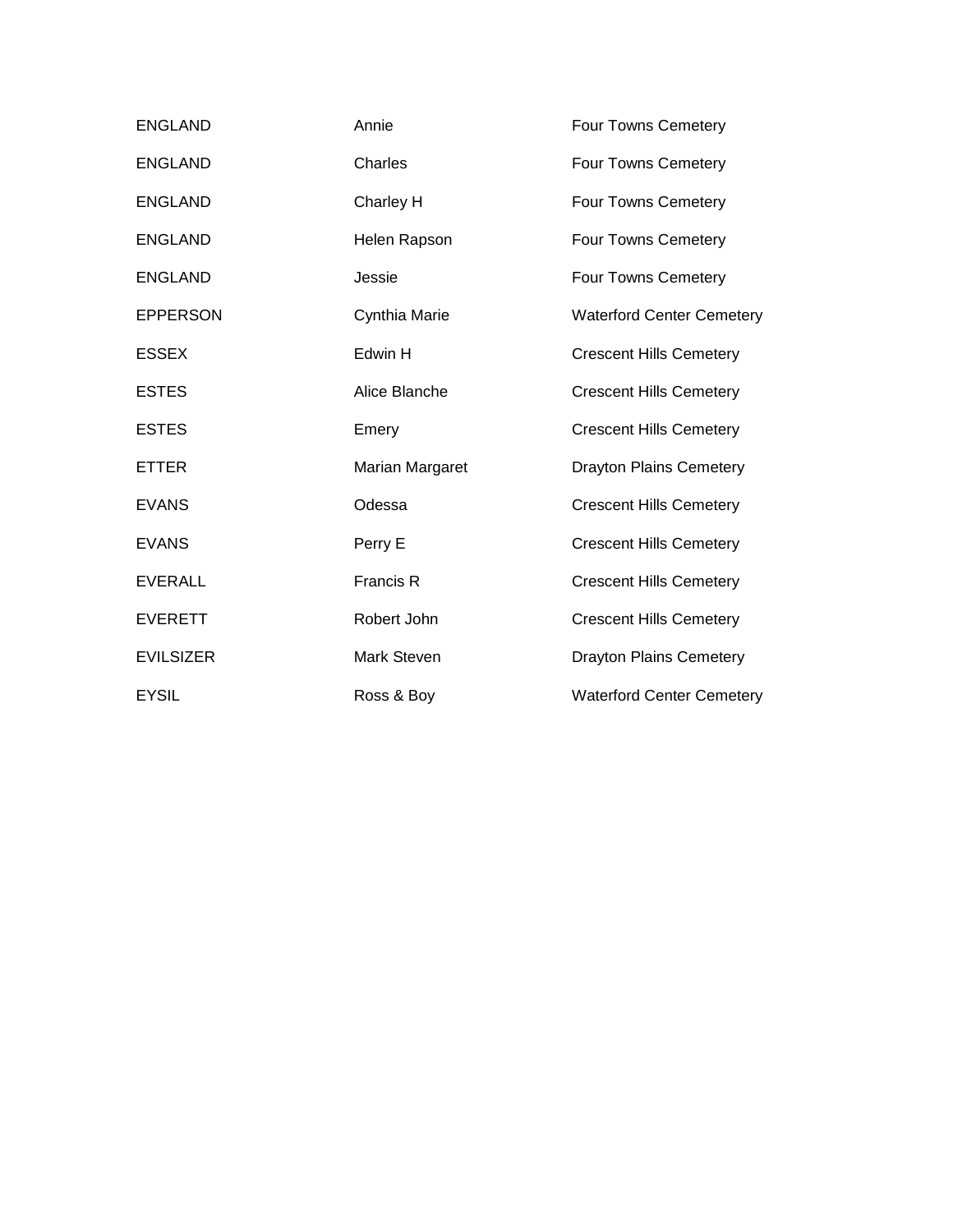| | | |
|---|---|---|
| ENGLAND | Annie | Four Towns Cemetery |
| ENGLAND | Charles | Four Towns Cemetery |
| ENGLAND | Charley H | Four Towns Cemetery |
| ENGLAND | Helen Rapson | Four Towns Cemetery |
| ENGLAND | Jessie | Four Towns Cemetery |
| EPPERSON | Cynthia Marie | Waterford Center Cemetery |
| ESSEX | Edwin H | Crescent Hills Cemetery |
| ESTES | Alice Blanche | Crescent Hills Cemetery |
| ESTES | Emery | Crescent Hills Cemetery |
| ETTER | Marian Margaret | Drayton Plains Cemetery |
| EVANS | Odessa | Crescent Hills Cemetery |
| EVANS | Perry E | Crescent Hills Cemetery |
| EVERALL | Francis R | Crescent Hills Cemetery |
| EVERETT | Robert John | Crescent Hills Cemetery |
| EVILSIZER | Mark Steven | Drayton Plains Cemetery |
| EYSIL | Ross & Boy | Waterford Center Cemetery |